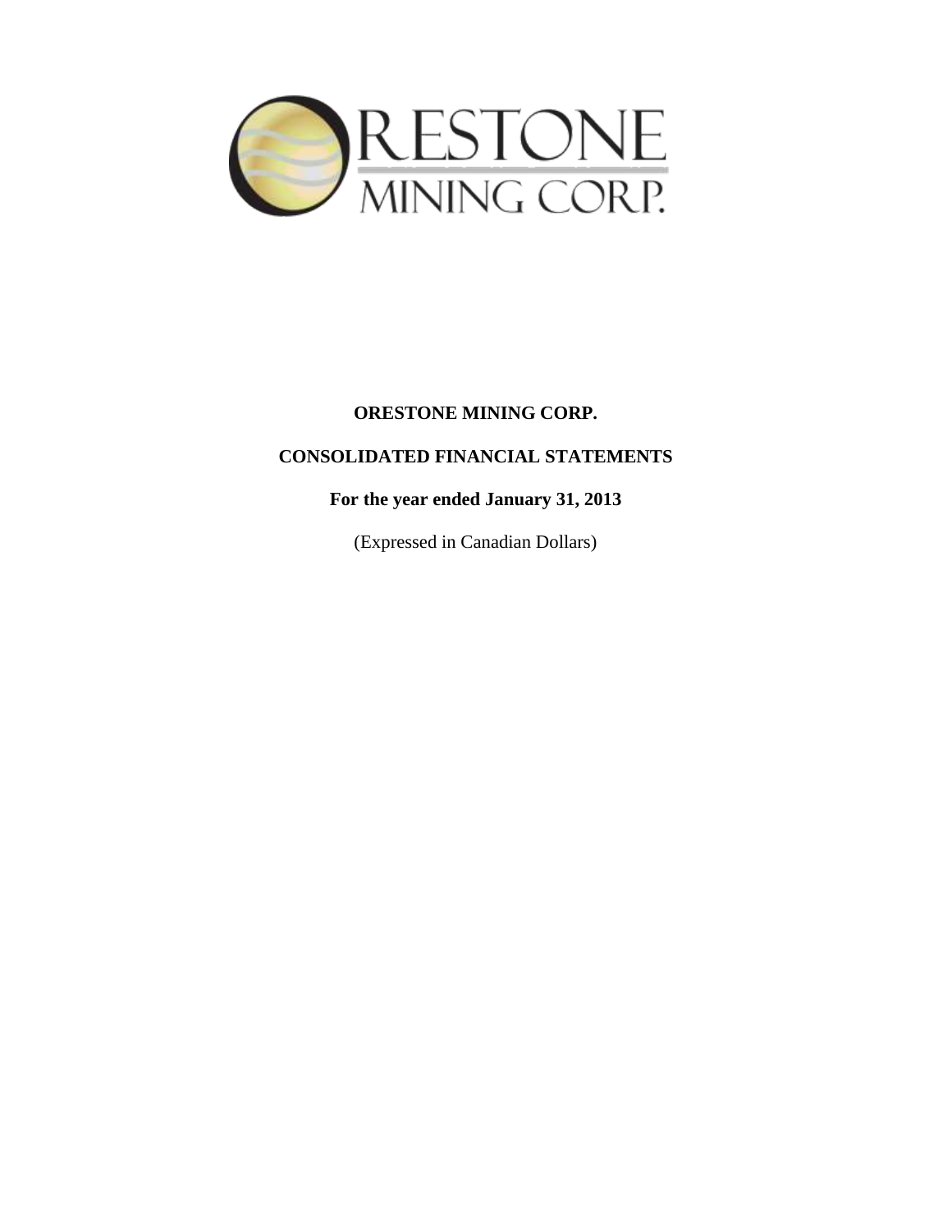# ORESTONE MINING CORP.

## CONSOLIDATED FINANCIAL STATEMENTS

**For the year ended January 31, 2013**

(Expressed in Canadian Dollars)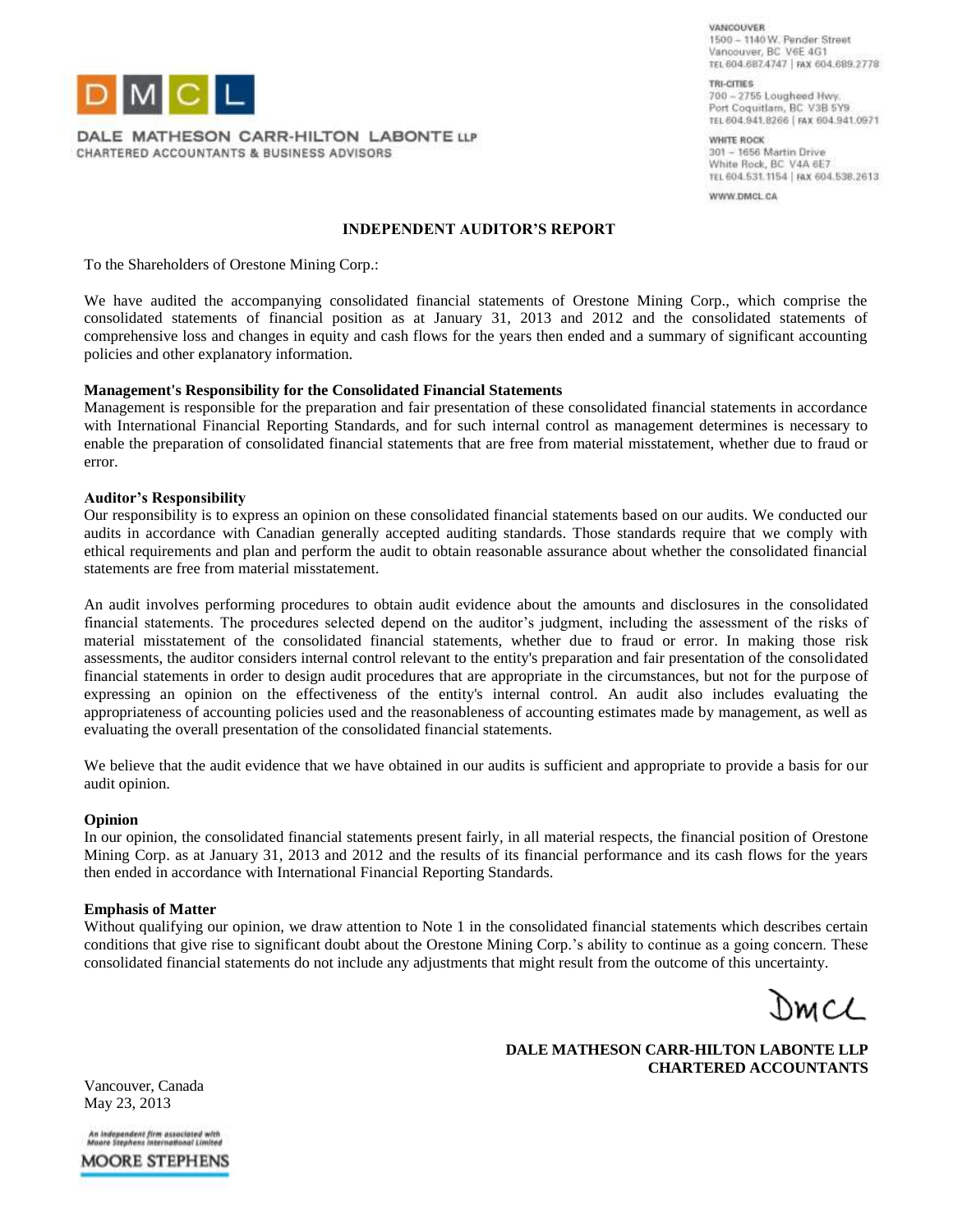DMCL

DALE MATHESON CARR-HILTON LABONTE LLP
CHARTERED ACCOUNTANTS & BUSINESS ADVISORS

VANCOUVER
1500 – 1140 W. Pender Street
Vancouver, BC V6E 4G1
TEL 604.687.4747 | FAX 604.689.2778

TRI-CITIES
700 – 2755 Lougheed Hwy.
Port Coquitlam, BC V3B 5Y9
TEL 604.941.8266 | FAX 604.941.0971

WHITE ROCK
301 – 1656 Martin Drive
White Rock, BC V4A 6E7
TEL 604.531.1154 | FAX 604.538.2613

WWW.DMCL.CA

## INDEPENDENT AUDITOR'S REPORT

To the Shareholders of Orestone Mining Corp.:

We have audited the accompanying consolidated financial statements of Orestone Mining Corp., which comprise the consolidated statements of financial position as at January 31, 2013 and 2012 and the consolidated statements of comprehensive loss and changes in equity and cash flows for the years then ended and a summary of significant accounting policies and other explanatory information.

**Management's Responsibility for the Consolidated Financial Statements**
Management is responsible for the preparation and fair presentation of these consolidated financial statements in accordance with International Financial Reporting Standards, and for such internal control as management determines is necessary to enable the preparation of consolidated financial statements that are free from material misstatement, whether due to fraud or error.

**Auditor's Responsibility**
Our responsibility is to express an opinion on these consolidated financial statements based on our audits. We conducted our audits in accordance with Canadian generally accepted auditing standards. Those standards require that we comply with ethical requirements and plan and perform the audit to obtain reasonable assurance about whether the consolidated financial statements are free from material misstatement.

An audit involves performing procedures to obtain audit evidence about the amounts and disclosures in the consolidated financial statements. The procedures selected depend on the auditor's judgment, including the assessment of the risks of material misstatement of the consolidated financial statements, whether due to fraud or error. In making those risk assessments, the auditor considers internal control relevant to the entity's preparation and fair presentation of the consolidated financial statements in order to design audit procedures that are appropriate in the circumstances, but not for the purpose of expressing an opinion on the effectiveness of the entity's internal control. An audit also includes evaluating the appropriateness of accounting policies used and the reasonableness of accounting estimates made by management, as well as evaluating the overall presentation of the consolidated financial statements.

We believe that the audit evidence that we have obtained in our audits is sufficient and appropriate to provide a basis for our audit opinion.

**Opinion**
In our opinion, the consolidated financial statements present fairly, in all material respects, the financial position of Orestone Mining Corp. as at January 31, 2013 and 2012 and the results of its financial performance and its cash flows for the years then ended in accordance with International Financial Reporting Standards.

**Emphasis of Matter**
Without qualifying our opinion, we draw attention to Note 1 in the consolidated financial statements which describes certain conditions that give rise to significant doubt about the Orestone Mining Corp.'s ability to continue as a going concern. These consolidated financial statements do not include any adjustments that might result from the outcome of this uncertainty.

DMCL

**DALE MATHESON CARR-HILTON LABONTE LLP**
**CHARTERED ACCOUNTANTS**

Vancouver, Canada
May 23, 2013

An independent firm associated with Moore Stephens International Limited
MOORE STEPHENS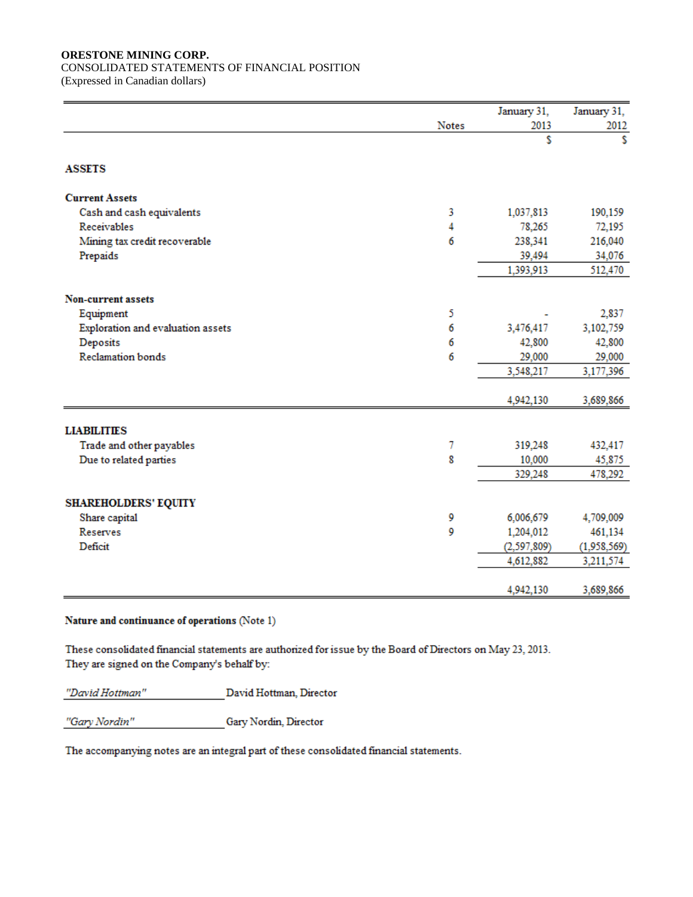**ORESTONE MINING CORP.**
CONSOLIDATED STATEMENTS OF FINANCIAL POSITION
(Expressed in Canadian dollars)

| | Notes | January 31, 2013 | January 31, 2012 |
|---|---|---|---|
| | | $ | $ |
| **ASSETS** | | | |
| **Current Assets** | | | |
| Cash and cash equivalents | 3 | 1,037,813 | 190,159 |
| Receivables | 4 | 78,265 | 72,195 |
| Mining tax credit recoverable | 6 | 238,341 | 216,040 |
| Prepaids | | 39,494 | 34,076 |
| | | 1,393,913 | 512,470 |
| **Non-current assets** | | | |
| Equipment | 5 | - | 2,837 |
| Exploration and evaluation assets | 6 | 3,476,417 | 3,102,759 |
| Deposits | 6 | 42,800 | 42,800 |
| Reclamation bonds | 6 | 29,000 | 29,000 |
| | | 3,548,217 | 3,177,396 |
| | | 4,942,130 | 3,689,866 |
| **LIABILITIES** | | | |
| Trade and other payables | 7 | 319,248 | 432,417 |
| Due to related parties | 8 | 10,000 | 45,875 |
| | | 329,248 | 478,292 |
| **SHAREHOLDERS' EQUITY** | | | |
| Share capital | 9 | 6,006,679 | 4,709,009 |
| Reserves | 9 | 1,204,012 | 461,134 |
| Deficit | | (2,597,809) | (1,958,569) |
| | | 4,612,882 | 3,211,574 |
| | | 4,942,130 | 3,689,866 |

**Nature and continuance of operations** (Note 1)

These consolidated financial statements are authorized for issue by the Board of Directors on May 23, 2013.
They are signed on the Company's behalf by:

*"David Hottman"* David Hottman, Director

*"Gary Nordin"* Gary Nordin, Director

The accompanying notes are an integral part of these consolidated financial statements.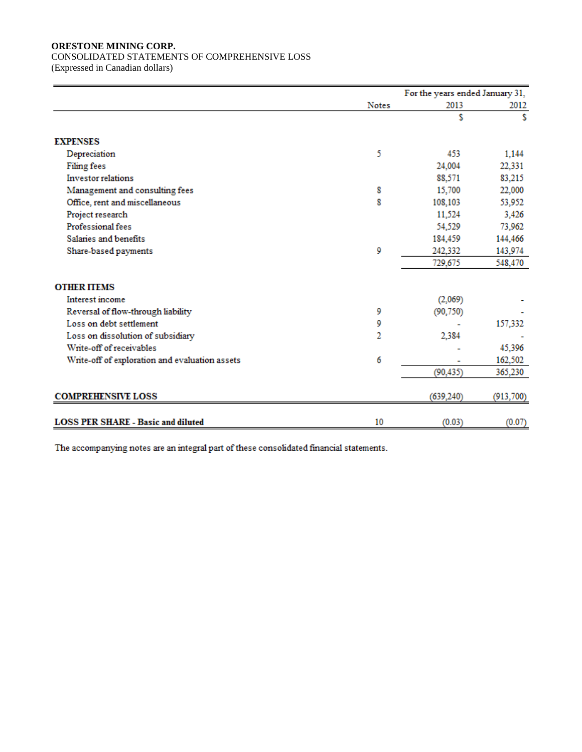**ORESTONE MINING CORP.**
CONSOLIDATED STATEMENTS OF COMPREHENSIVE LOSS
(Expressed in Canadian dollars)

| | Notes | For the years ended January 31, 2013 | 2012 |
|---|---|---|---|
| | | $ | $ |
| **EXPENSES** | | | |
| Depreciation | 5 | 453 | 1,144 |
| Filing fees | | 24,004 | 22,331 |
| Investor relations | | 88,571 | 83,215 |
| Management and consulting fees | 8 | 15,700 | 22,000 |
| Office, rent and miscellaneous | 8 | 108,103 | 53,952 |
| Project research | | 11,524 | 3,426 |
| Professional fees | | 54,529 | 73,962 |
| Salaries and benefits | | 184,459 | 144,466 |
| Share-based payments | 9 | 242,332 | 143,974 |
| | | 729,675 | 548,470 |
| **OTHER ITEMS** | | | |
| Interest income | | (2,069) | - |
| Reversal of flow-through liability | 9 | (90,750) | - |
| Loss on debt settlement | 9 | - | 157,332 |
| Loss on dissolution of subsidiary | 2 | 2,384 | - |
| Write-off of receivables | | - | 45,396 |
| Write-off of exploration and evaluation assets | 6 | - | 162,502 |
| | | (90,435) | 365,230 |
| **COMPREHENSIVE LOSS** | | (639,240) | (913,700) |
| **LOSS PER SHARE - Basic and diluted** | 10 | (0.03) | (0.07) |

The accompanying notes are an integral part of these consolidated financial statements.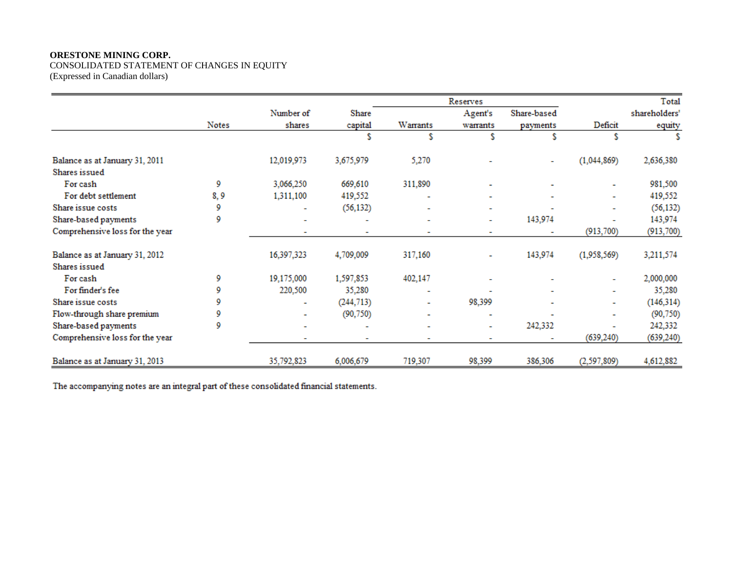**ORESTONE MINING CORP.**
CONSOLIDATED STATEMENT OF CHANGES IN EQUITY
(Expressed in Canadian dollars)

| | Notes | Number of shares | Share capital | Reserves | | | Deficit | Total shareholders' equity |
|---|---|---|---|---|---|---|---|---|
| | | | | Warrants | Agent's warrants | Share-based payments | | |
| | | | $ | $ | $ | $ | $ | $ |
| Balance as at January 31, 2011 | | 12,019,973 | 3,675,979 | 5,270 | - | - | (1,044,869) | 2,636,380 |
| Shares issued | | | | | | | | |
| For cash | 9 | 3,066,250 | 669,610 | 311,890 | - | - | - | 981,500 |
| For debt settlement | 8, 9 | 1,311,100 | 419,552 | - | - | - | - | 419,552 |
| Share issue costs | 9 | - | (56,132) | - | - | - | - | (56,132) |
| Share-based payments | 9 | - | - | - | - | 143,974 | - | 143,974 |
| Comprehensive loss for the year | | - | - | - | - | - | (913,700) | (913,700) |
| Balance as at January 31, 2012 | | 16,397,323 | 4,709,009 | 317,160 | - | 143,974 | (1,958,569) | 3,211,574 |
| Shares issued | | | | | | | | |
| For cash | 9 | 19,175,000 | 1,597,853 | 402,147 | - | - | - | 2,000,000 |
| For finder's fee | 9 | 220,500 | 35,280 | - | - | - | - | 35,280 |
| Share issue costs | 9 | - | (244,713) | - | 98,399 | - | - | (146,314) |
| Flow-through share premium | 9 | - | (90,750) | - | - | - | - | (90,750) |
| Share-based payments | 9 | - | - | - | - | 242,332 | - | 242,332 |
| Comprehensive loss for the year | | - | - | - | - | - | (639,240) | (639,240) |
| Balance as at January 31, 2013 | | 35,792,823 | 6,006,679 | 719,307 | 98,399 | 386,306 | (2,597,809) | 4,612,882 |

The accompanying notes are an integral part of these consolidated financial statements.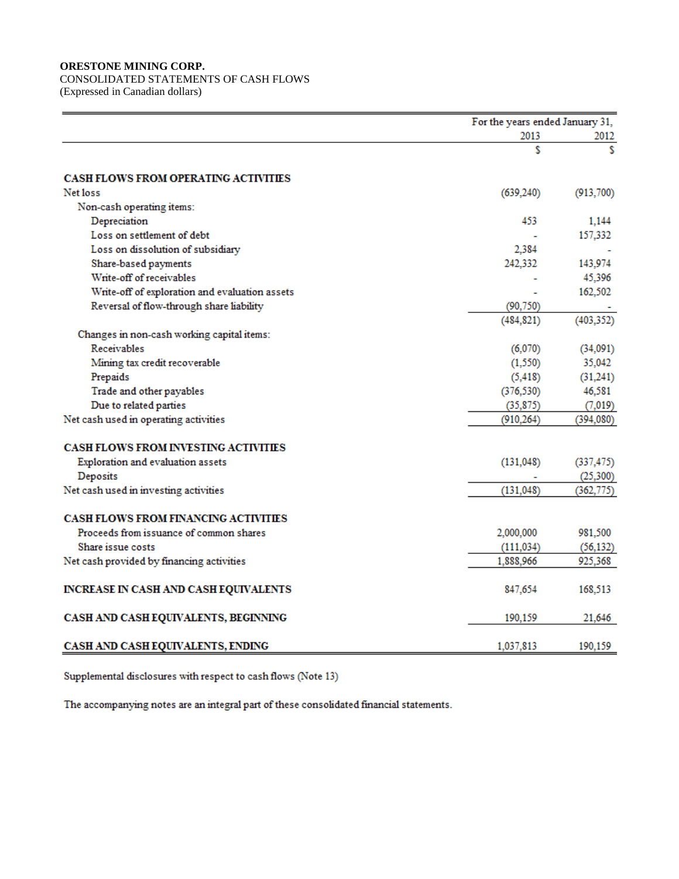**ORESTONE MINING CORP.**
CONSOLIDATED STATEMENTS OF CASH FLOWS
(Expressed in Canadian dollars)

| | For the years ended January 31, | |
|---|---|---|
| | 2013 | 2012 |
| | $ | $ |
| **CASH FLOWS FROM OPERATING ACTIVITIES** | | |
| Net loss | (639,240) | (913,700) |
| Non-cash operating items: | | |
| Depreciation | 453 | 1,144 |
| Loss on settlement of debt | - | 157,332 |
| Loss on dissolution of subsidiary | 2,384 | - |
| Share-based payments | 242,332 | 143,974 |
| Write-off of receivables | - | 45,396 |
| Write-off of exploration and evaluation assets | - | 162,502 |
| Reversal of flow-through share liability | (90,750) | - |
| | (484,821) | (403,352) |
| Changes in non-cash working capital items: | | |
| Receivables | (6,070) | (34,091) |
| Mining tax credit recoverable | (1,550) | 35,042 |
| Prepaids | (5,418) | (31,241) |
| Trade and other payables | (376,530) | 46,581 |
| Due to related parties | (35,875) | (7,019) |
| Net cash used in operating activities | (910,264) | (394,080) |
| **CASH FLOWS FROM INVESTING ACTIVITIES** | | |
| Exploration and evaluation assets | (131,048) | (337,475) |
| Deposits | - | (25,300) |
| Net cash used in investing activities | (131,048) | (362,775) |
| **CASH FLOWS FROM FINANCING ACTIVITIES** | | |
| Proceeds from issuance of common shares | 2,000,000 | 981,500 |
| Share issue costs | (111,034) | (56,132) |
| Net cash provided by financing activities | 1,888,966 | 925,368 |
| **INCREASE IN CASH AND CASH EQUIVALENTS** | 847,654 | 168,513 |
| **CASH AND CASH EQUIVALENTS, BEGINNING** | 190,159 | 21,646 |
| **CASH AND CASH EQUIVALENTS, ENDING** | 1,037,813 | 190,159 |

Supplemental disclosures with respect to cash flows (Note 13)

The accompanying notes are an integral part of these consolidated financial statements.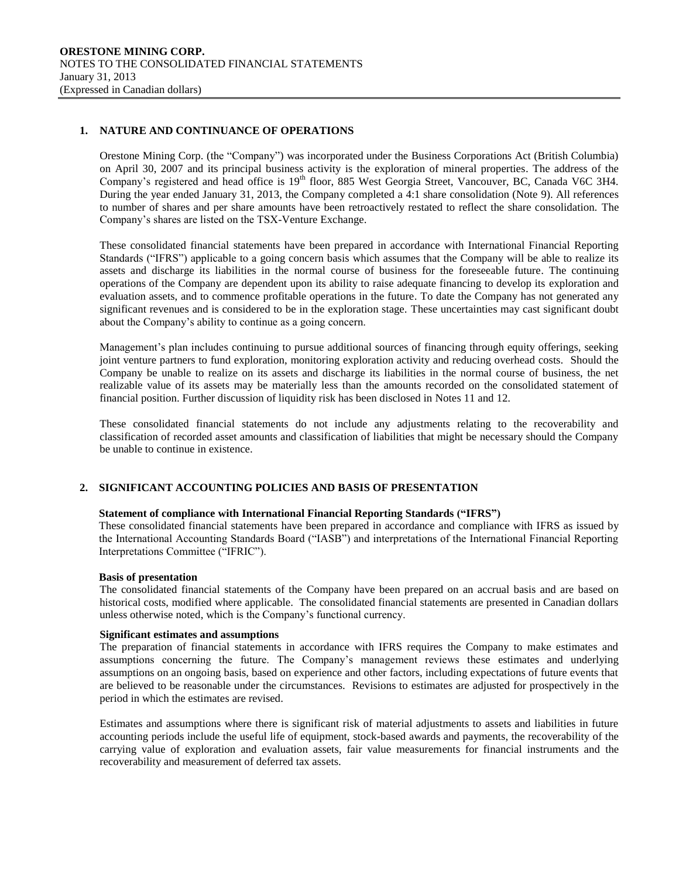## 1. NATURE AND CONTINUANCE OF OPERATIONS

Orestone Mining Corp. (the "Company") was incorporated under the Business Corporations Act (British Columbia) on April 30, 2007 and its principal business activity is the exploration of mineral properties. The address of the Company's registered and head office is 19th floor, 885 West Georgia Street, Vancouver, BC, Canada V6C 3H4. During the year ended January 31, 2013, the Company completed a 4:1 share consolidation (Note 9). All references to number of shares and per share amounts have been retroactively restated to reflect the share consolidation. The Company's shares are listed on the TSX-Venture Exchange.

These consolidated financial statements have been prepared in accordance with International Financial Reporting Standards ("IFRS") applicable to a going concern basis which assumes that the Company will be able to realize its assets and discharge its liabilities in the normal course of business for the foreseeable future. The continuing operations of the Company are dependent upon its ability to raise adequate financing to develop its exploration and evaluation assets, and to commence profitable operations in the future. To date the Company has not generated any significant revenues and is considered to be in the exploration stage. These uncertainties may cast significant doubt about the Company's ability to continue as a going concern.

Management's plan includes continuing to pursue additional sources of financing through equity offerings, seeking joint venture partners to fund exploration, monitoring exploration activity and reducing overhead costs. Should the Company be unable to realize on its assets and discharge its liabilities in the normal course of business, the net realizable value of its assets may be materially less than the amounts recorded on the consolidated statement of financial position. Further discussion of liquidity risk has been disclosed in Notes 11 and 12.

These consolidated financial statements do not include any adjustments relating to the recoverability and classification of recorded asset amounts and classification of liabilities that might be necessary should the Company be unable to continue in existence.

## 2. SIGNIFICANT ACCOUNTING POLICIES AND BASIS OF PRESENTATION

**Statement of compliance with International Financial Reporting Standards ("IFRS")**

These consolidated financial statements have been prepared in accordance and compliance with IFRS as issued by the International Accounting Standards Board ("IASB") and interpretations of the International Financial Reporting Interpretations Committee ("IFRIC").

**Basis of presentation**

The consolidated financial statements of the Company have been prepared on an accrual basis and are based on historical costs, modified where applicable. The consolidated financial statements are presented in Canadian dollars unless otherwise noted, which is the Company's functional currency.

**Significant estimates and assumptions**

The preparation of financial statements in accordance with IFRS requires the Company to make estimates and assumptions concerning the future. The Company's management reviews these estimates and underlying assumptions on an ongoing basis, based on experience and other factors, including expectations of future events that are believed to be reasonable under the circumstances. Revisions to estimates are adjusted for prospectively in the period in which the estimates are revised.

Estimates and assumptions where there is significant risk of material adjustments to assets and liabilities in future accounting periods include the useful life of equipment, stock-based awards and payments, the recoverability of the carrying value of exploration and evaluation assets, fair value measurements for financial instruments and the recoverability and measurement of deferred tax assets.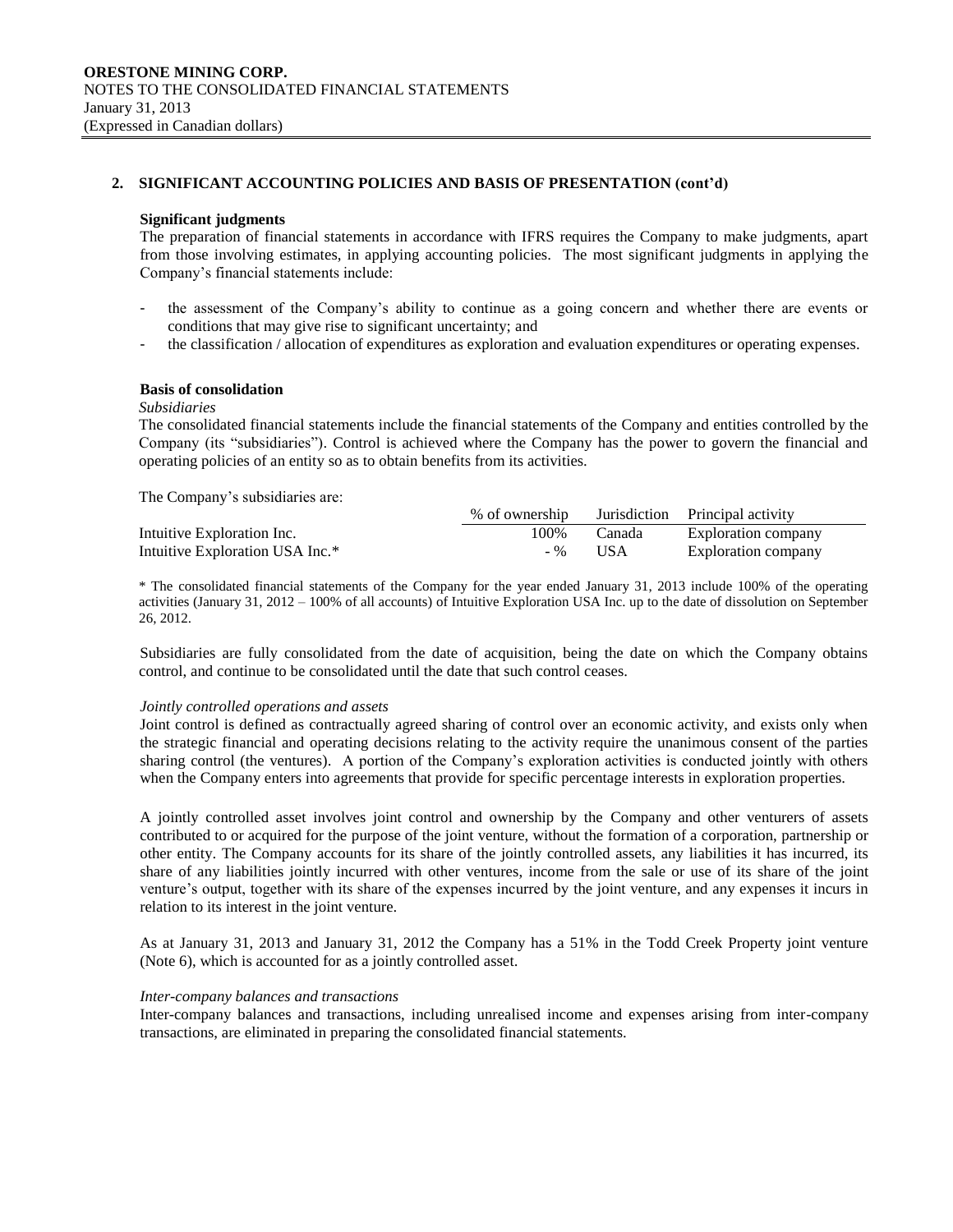## 2. SIGNIFICANT ACCOUNTING POLICIES AND BASIS OF PRESENTATION (cont'd)

### Significant judgments

The preparation of financial statements in accordance with IFRS requires the Company to make judgments, apart from those involving estimates, in applying accounting policies. The most significant judgments in applying the Company's financial statements include:

- the assessment of the Company's ability to continue as a going concern and whether there are events or conditions that may give rise to significant uncertainty; and
- the classification / allocation of expenditures as exploration and evaluation expenditures or operating expenses.

### Basis of consolidation

*Subsidiaries*

The consolidated financial statements include the financial statements of the Company and entities controlled by the Company (its "subsidiaries"). Control is achieved where the Company has the power to govern the financial and operating policies of an entity so as to obtain benefits from its activities.

The Company's subsidiaries are:

| | % of ownership | Jurisdiction | Principal activity |
|---|---|---|---|
| Intuitive Exploration Inc. | 100% | Canada | Exploration company |
| Intuitive Exploration USA Inc.* | - % | USA | Exploration company |

\* The consolidated financial statements of the Company for the year ended January 31, 2013 include 100% of the operating activities (January 31, 2012 – 100% of all accounts) of Intuitive Exploration USA Inc. up to the date of dissolution on September 26, 2012.

Subsidiaries are fully consolidated from the date of acquisition, being the date on which the Company obtains control, and continue to be consolidated until the date that such control ceases.

*Jointly controlled operations and assets*

Joint control is defined as contractually agreed sharing of control over an economic activity, and exists only when the strategic financial and operating decisions relating to the activity require the unanimous consent of the parties sharing control (the ventures). A portion of the Company's exploration activities is conducted jointly with others when the Company enters into agreements that provide for specific percentage interests in exploration properties.

A jointly controlled asset involves joint control and ownership by the Company and other venturers of assets contributed to or acquired for the purpose of the joint venture, without the formation of a corporation, partnership or other entity. The Company accounts for its share of the jointly controlled assets, any liabilities it has incurred, its share of any liabilities jointly incurred with other ventures, income from the sale or use of its share of the joint venture's output, together with its share of the expenses incurred by the joint venture, and any expenses it incurs in relation to its interest in the joint venture.

As at January 31, 2013 and January 31, 2012 the Company has a 51% in the Todd Creek Property joint venture (Note 6), which is accounted for as a jointly controlled asset.

*Inter-company balances and transactions*

Inter-company balances and transactions, including unrealised income and expenses arising from inter-company transactions, are eliminated in preparing the consolidated financial statements.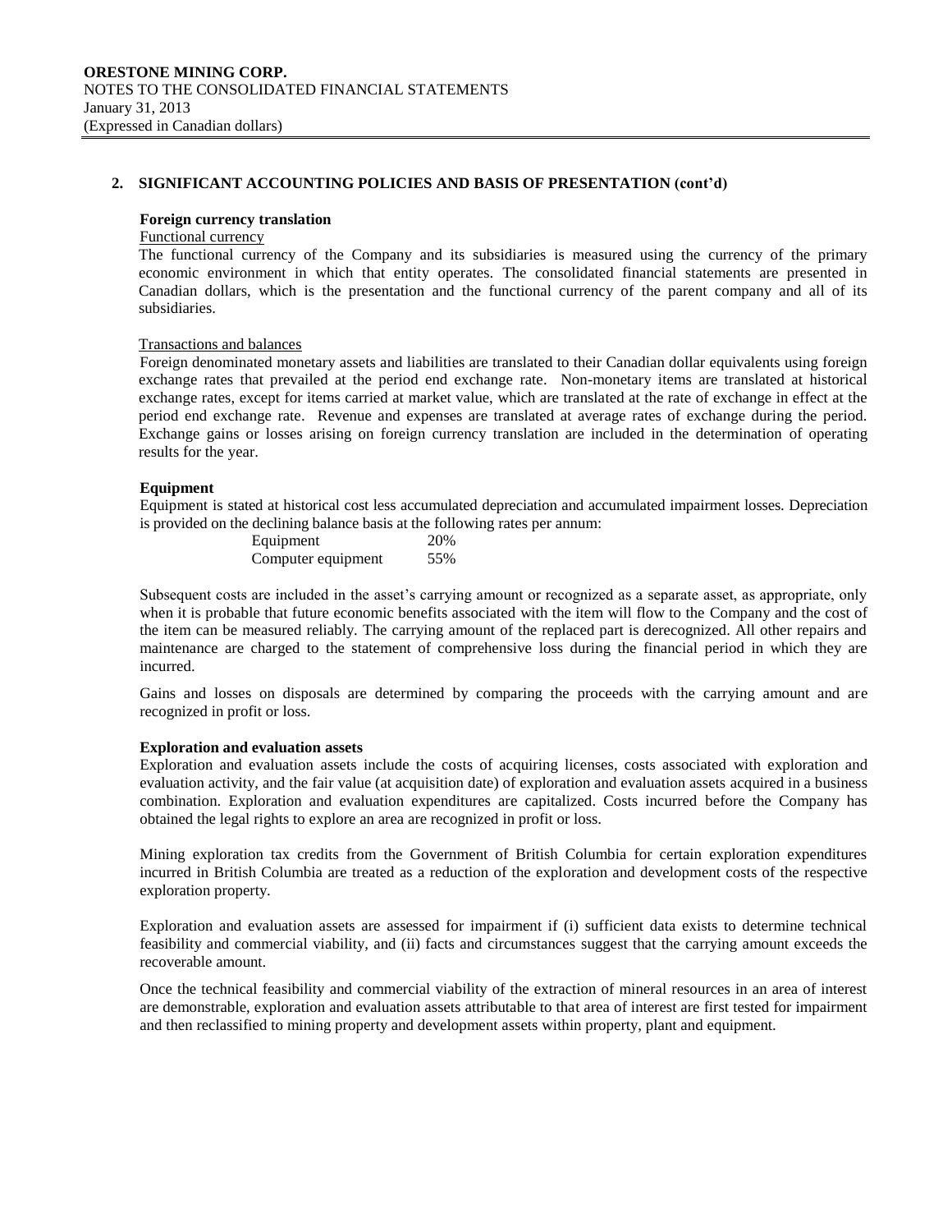## 2. SIGNIFICANT ACCOUNTING POLICIES AND BASIS OF PRESENTATION (cont'd)

### Foreign currency translation

Functional currency

The functional currency of the Company and its subsidiaries is measured using the currency of the primary economic environment in which that entity operates. The consolidated financial statements are presented in Canadian dollars, which is the presentation and the functional currency of the parent company and all of its subsidiaries.

Transactions and balances

Foreign denominated monetary assets and liabilities are translated to their Canadian dollar equivalents using foreign exchange rates that prevailed at the period end exchange rate. Non-monetary items are translated at historical exchange rates, except for items carried at market value, which are translated at the rate of exchange in effect at the period end exchange rate. Revenue and expenses are translated at average rates of exchange during the period. Exchange gains or losses arising on foreign currency translation are included in the determination of operating results for the year.

### Equipment

Equipment is stated at historical cost less accumulated depreciation and accumulated impairment losses. Depreciation is provided on the declining balance basis at the following rates per annum:

| | |
|---|---|
| Equipment | 20% |
| Computer equipment | 55% |

Subsequent costs are included in the asset's carrying amount or recognized as a separate asset, as appropriate, only when it is probable that future economic benefits associated with the item will flow to the Company and the cost of the item can be measured reliably. The carrying amount of the replaced part is derecognized. All other repairs and maintenance are charged to the statement of comprehensive loss during the financial period in which they are incurred.

Gains and losses on disposals are determined by comparing the proceeds with the carrying amount and are recognized in profit or loss.

### Exploration and evaluation assets

Exploration and evaluation assets include the costs of acquiring licenses, costs associated with exploration and evaluation activity, and the fair value (at acquisition date) of exploration and evaluation assets acquired in a business combination. Exploration and evaluation expenditures are capitalized. Costs incurred before the Company has obtained the legal rights to explore an area are recognized in profit or loss.

Mining exploration tax credits from the Government of British Columbia for certain exploration expenditures incurred in British Columbia are treated as a reduction of the exploration and development costs of the respective exploration property.

Exploration and evaluation assets are assessed for impairment if (i) sufficient data exists to determine technical feasibility and commercial viability, and (ii) facts and circumstances suggest that the carrying amount exceeds the recoverable amount.

Once the technical feasibility and commercial viability of the extraction of mineral resources in an area of interest are demonstrable, exploration and evaluation assets attributable to that area of interest are first tested for impairment and then reclassified to mining property and development assets within property, plant and equipment.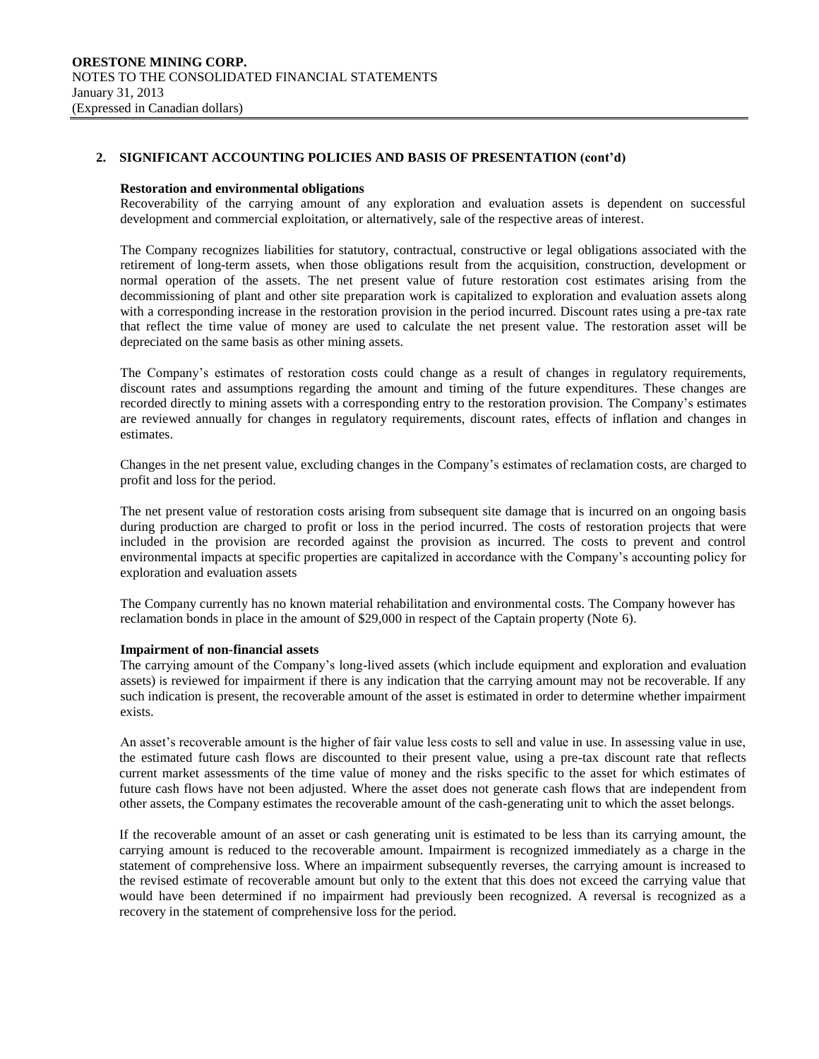## 2. SIGNIFICANT ACCOUNTING POLICIES AND BASIS OF PRESENTATION (cont'd)

### Restoration and environmental obligations

Recoverability of the carrying amount of any exploration and evaluation assets is dependent on successful development and commercial exploitation, or alternatively, sale of the respective areas of interest.

The Company recognizes liabilities for statutory, contractual, constructive or legal obligations associated with the retirement of long-term assets, when those obligations result from the acquisition, construction, development or normal operation of the assets. The net present value of future restoration cost estimates arising from the decommissioning of plant and other site preparation work is capitalized to exploration and evaluation assets along with a corresponding increase in the restoration provision in the period incurred. Discount rates using a pre-tax rate that reflect the time value of money are used to calculate the net present value. The restoration asset will be depreciated on the same basis as other mining assets.

The Company's estimates of restoration costs could change as a result of changes in regulatory requirements, discount rates and assumptions regarding the amount and timing of the future expenditures. These changes are recorded directly to mining assets with a corresponding entry to the restoration provision. The Company's estimates are reviewed annually for changes in regulatory requirements, discount rates, effects of inflation and changes in estimates.

Changes in the net present value, excluding changes in the Company's estimates of reclamation costs, are charged to profit and loss for the period.

The net present value of restoration costs arising from subsequent site damage that is incurred on an ongoing basis during production are charged to profit or loss in the period incurred. The costs of restoration projects that were included in the provision are recorded against the provision as incurred. The costs to prevent and control environmental impacts at specific properties are capitalized in accordance with the Company's accounting policy for exploration and evaluation assets

The Company currently has no known material rehabilitation and environmental costs. The Company however has reclamation bonds in place in the amount of $29,000 in respect of the Captain property (Note 6).

### Impairment of non-financial assets

The carrying amount of the Company's long-lived assets (which include equipment and exploration and evaluation assets) is reviewed for impairment if there is any indication that the carrying amount may not be recoverable. If any such indication is present, the recoverable amount of the asset is estimated in order to determine whether impairment exists.

An asset's recoverable amount is the higher of fair value less costs to sell and value in use. In assessing value in use, the estimated future cash flows are discounted to their present value, using a pre-tax discount rate that reflects current market assessments of the time value of money and the risks specific to the asset for which estimates of future cash flows have not been adjusted. Where the asset does not generate cash flows that are independent from other assets, the Company estimates the recoverable amount of the cash-generating unit to which the asset belongs.

If the recoverable amount of an asset or cash generating unit is estimated to be less than its carrying amount, the carrying amount is reduced to the recoverable amount. Impairment is recognized immediately as a charge in the statement of comprehensive loss. Where an impairment subsequently reverses, the carrying amount is increased to the revised estimate of recoverable amount but only to the extent that this does not exceed the carrying value that would have been determined if no impairment had previously been recognized. A reversal is recognized as a recovery in the statement of comprehensive loss for the period.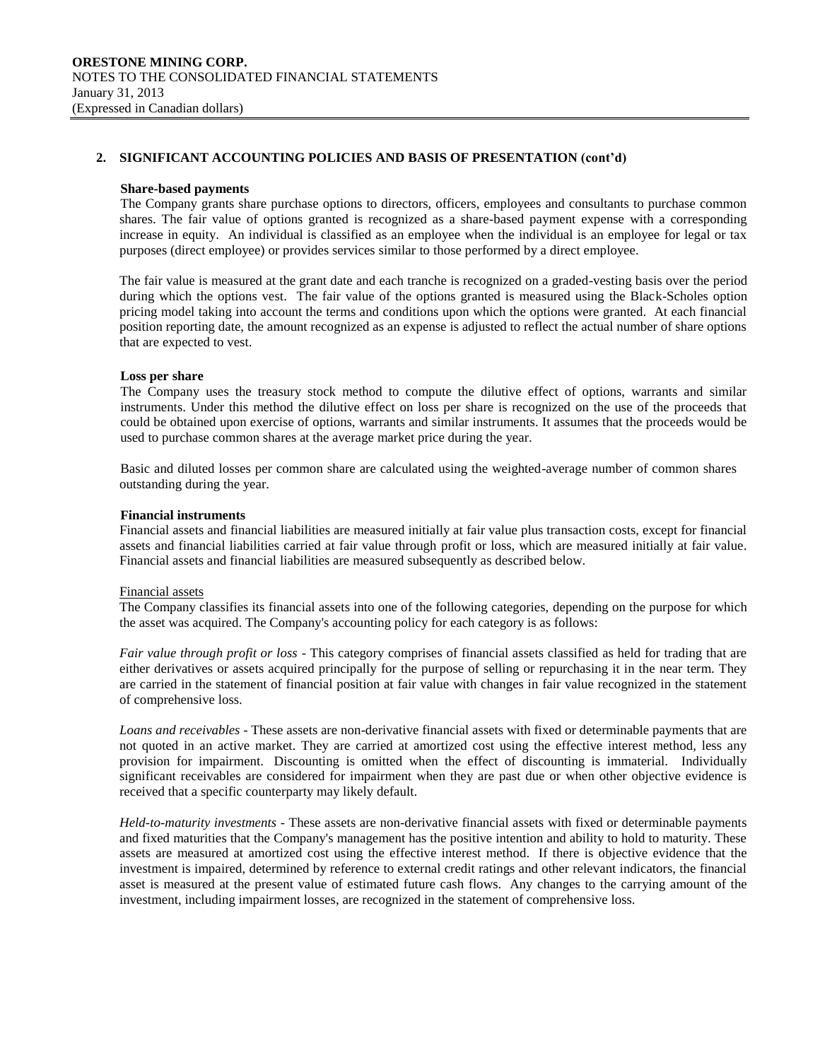## 2. SIGNIFICANT ACCOUNTING POLICIES AND BASIS OF PRESENTATION (cont'd)

### Share-based payments

The Company grants share purchase options to directors, officers, employees and consultants to purchase common shares. The fair value of options granted is recognized as a share-based payment expense with a corresponding increase in equity. An individual is classified as an employee when the individual is an employee for legal or tax purposes (direct employee) or provides services similar to those performed by a direct employee.

The fair value is measured at the grant date and each tranche is recognized on a graded-vesting basis over the period during which the options vest. The fair value of the options granted is measured using the Black-Scholes option pricing model taking into account the terms and conditions upon which the options were granted. At each financial position reporting date, the amount recognized as an expense is adjusted to reflect the actual number of share options that are expected to vest.

### Loss per share

The Company uses the treasury stock method to compute the dilutive effect of options, warrants and similar instruments. Under this method the dilutive effect on loss per share is recognized on the use of the proceeds that could be obtained upon exercise of options, warrants and similar instruments. It assumes that the proceeds would be used to purchase common shares at the average market price during the year.

Basic and diluted losses per common share are calculated using the weighted-average number of common shares outstanding during the year.

### Financial instruments

Financial assets and financial liabilities are measured initially at fair value plus transaction costs, except for financial assets and financial liabilities carried at fair value through profit or loss, which are measured initially at fair value. Financial assets and financial liabilities are measured subsequently as described below.

Financial assets

The Company classifies its financial assets into one of the following categories, depending on the purpose for which the asset was acquired. The Company's accounting policy for each category is as follows:

*Fair value through profit or loss* - This category comprises of financial assets classified as held for trading that are either derivatives or assets acquired principally for the purpose of selling or repurchasing it in the near term. They are carried in the statement of financial position at fair value with changes in fair value recognized in the statement of comprehensive loss.

*Loans and receivables* - These assets are non-derivative financial assets with fixed or determinable payments that are not quoted in an active market. They are carried at amortized cost using the effective interest method, less any provision for impairment. Discounting is omitted when the effect of discounting is immaterial. Individually significant receivables are considered for impairment when they are past due or when other objective evidence is received that a specific counterparty may likely default.

*Held-to-maturity investments* - These assets are non-derivative financial assets with fixed or determinable payments and fixed maturities that the Company's management has the positive intention and ability to hold to maturity. These assets are measured at amortized cost using the effective interest method. If there is objective evidence that the investment is impaired, determined by reference to external credit ratings and other relevant indicators, the financial asset is measured at the present value of estimated future cash flows. Any changes to the carrying amount of the investment, including impairment losses, are recognized in the statement of comprehensive loss.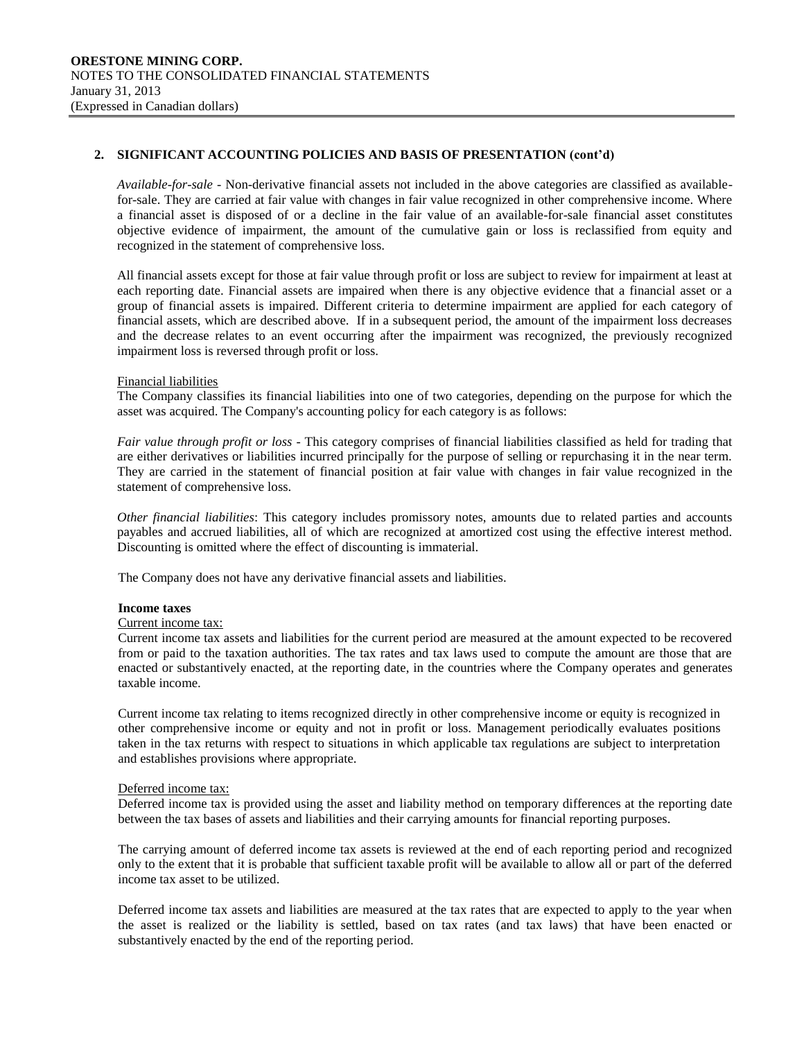## 2. SIGNIFICANT ACCOUNTING POLICIES AND BASIS OF PRESENTATION (cont'd)

*Available-for-sale* - Non-derivative financial assets not included in the above categories are classified as available-for-sale. They are carried at fair value with changes in fair value recognized in other comprehensive income. Where a financial asset is disposed of or a decline in the fair value of an available-for-sale financial asset constitutes objective evidence of impairment, the amount of the cumulative gain or loss is reclassified from equity and recognized in the statement of comprehensive loss.

All financial assets except for those at fair value through profit or loss are subject to review for impairment at least at each reporting date. Financial assets are impaired when there is any objective evidence that a financial asset or a group of financial assets is impaired. Different criteria to determine impairment are applied for each category of financial assets, which are described above. If in a subsequent period, the amount of the impairment loss decreases and the decrease relates to an event occurring after the impairment was recognized, the previously recognized impairment loss is reversed through profit or loss.

Financial liabilities

The Company classifies its financial liabilities into one of two categories, depending on the purpose for which the asset was acquired. The Company's accounting policy for each category is as follows:

*Fair value through profit or loss* - This category comprises of financial liabilities classified as held for trading that are either derivatives or liabilities incurred principally for the purpose of selling or repurchasing it in the near term. They are carried in the statement of financial position at fair value with changes in fair value recognized in the statement of comprehensive loss.

*Other financial liabilities*: This category includes promissory notes, amounts due to related parties and accounts payables and accrued liabilities, all of which are recognized at amortized cost using the effective interest method. Discounting is omitted where the effect of discounting is immaterial.

The Company does not have any derivative financial assets and liabilities.

**Income taxes**

Current income tax:

Current income tax assets and liabilities for the current period are measured at the amount expected to be recovered from or paid to the taxation authorities. The tax rates and tax laws used to compute the amount are those that are enacted or substantively enacted, at the reporting date, in the countries where the Company operates and generates taxable income.

Current income tax relating to items recognized directly in other comprehensive income or equity is recognized in other comprehensive income or equity and not in profit or loss. Management periodically evaluates positions taken in the tax returns with respect to situations in which applicable tax regulations are subject to interpretation and establishes provisions where appropriate.

Deferred income tax:

Deferred income tax is provided using the asset and liability method on temporary differences at the reporting date between the tax bases of assets and liabilities and their carrying amounts for financial reporting purposes.

The carrying amount of deferred income tax assets is reviewed at the end of each reporting period and recognized only to the extent that it is probable that sufficient taxable profit will be available to allow all or part of the deferred income tax asset to be utilized.

Deferred income tax assets and liabilities are measured at the tax rates that are expected to apply to the year when the asset is realized or the liability is settled, based on tax rates (and tax laws) that have been enacted or substantively enacted by the end of the reporting period.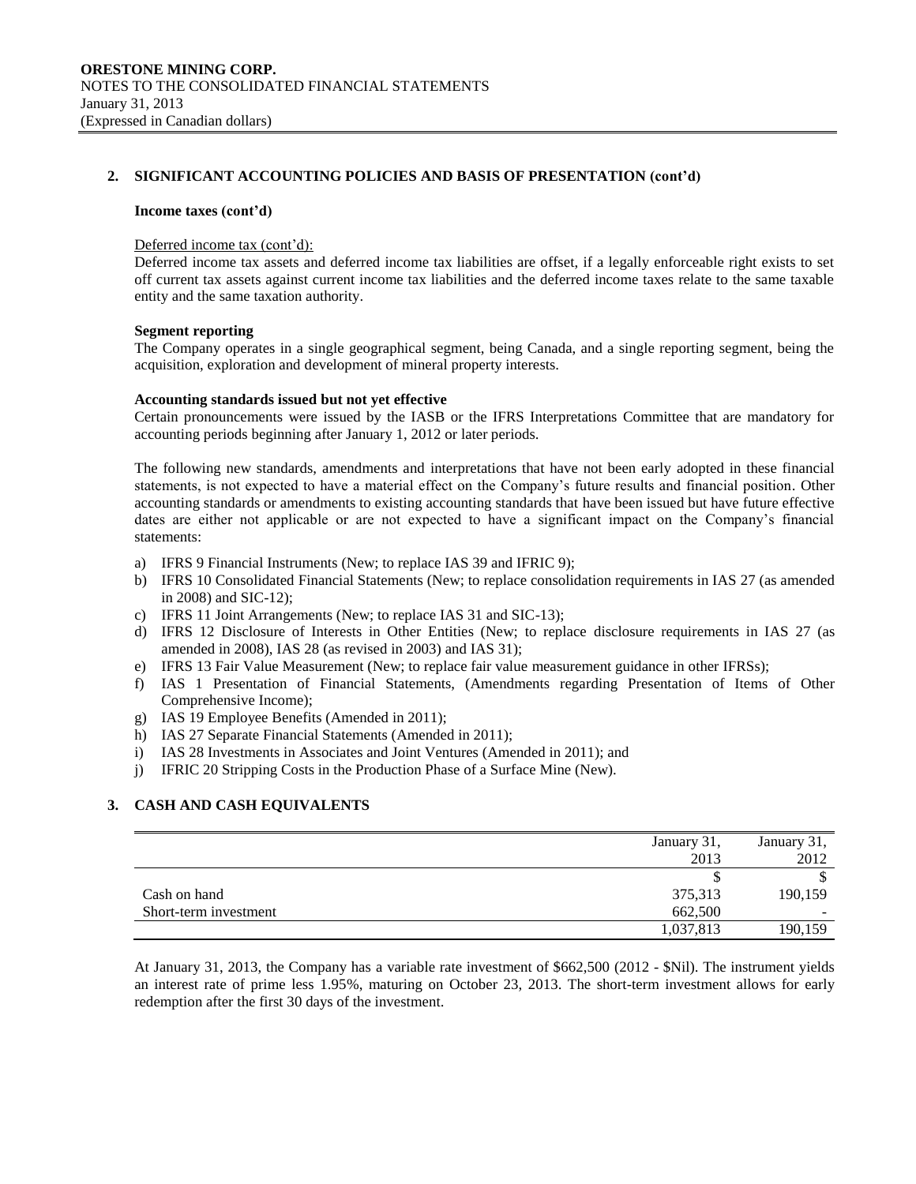## 2. SIGNIFICANT ACCOUNTING POLICIES AND BASIS OF PRESENTATION (cont'd)

**Income taxes (cont'd)**

Deferred income tax (cont'd):

Deferred income tax assets and deferred income tax liabilities are offset, if a legally enforceable right exists to set off current tax assets against current income tax liabilities and the deferred income taxes relate to the same taxable entity and the same taxation authority.

**Segment reporting**

The Company operates in a single geographical segment, being Canada, and a single reporting segment, being the acquisition, exploration and development of mineral property interests.

**Accounting standards issued but not yet effective**

Certain pronouncements were issued by the IASB or the IFRS Interpretations Committee that are mandatory for accounting periods beginning after January 1, 2012 or later periods.

The following new standards, amendments and interpretations that have not been early adopted in these financial statements, is not expected to have a material effect on the Company's future results and financial position. Other accounting standards or amendments to existing accounting standards that have been issued but have future effective dates are either not applicable or are not expected to have a significant impact on the Company's financial statements:

a) IFRS 9 Financial Instruments (New; to replace IAS 39 and IFRIC 9);
b) IFRS 10 Consolidated Financial Statements (New; to replace consolidation requirements in IAS 27 (as amended in 2008) and SIC-12);
c) IFRS 11 Joint Arrangements (New; to replace IAS 31 and SIC-13);
d) IFRS 12 Disclosure of Interests in Other Entities (New; to replace disclosure requirements in IAS 27 (as amended in 2008), IAS 28 (as revised in 2003) and IAS 31);
e) IFRS 13 Fair Value Measurement (New; to replace fair value measurement guidance in other IFRSs);
f) IAS 1 Presentation of Financial Statements, (Amendments regarding Presentation of Items of Other Comprehensive Income);
g) IAS 19 Employee Benefits (Amended in 2011);
h) IAS 27 Separate Financial Statements (Amended in 2011);
i) IAS 28 Investments in Associates and Joint Ventures (Amended in 2011); and
j) IFRIC 20 Stripping Costs in the Production Phase of a Surface Mine (New).

## 3. CASH AND CASH EQUIVALENTS

| | January 31, 2013 | January 31, 2012 |
|---|---|---|
| | $ | $ |
| Cash on hand | 375,313 | 190,159 |
| Short-term investment | 662,500 | - |
| | 1,037,813 | 190,159 |

At January 31, 2013, the Company has a variable rate investment of $662,500 (2012 - $Nil). The instrument yields an interest rate of prime less 1.95%, maturing on October 23, 2013. The short-term investment allows for early redemption after the first 30 days of the investment.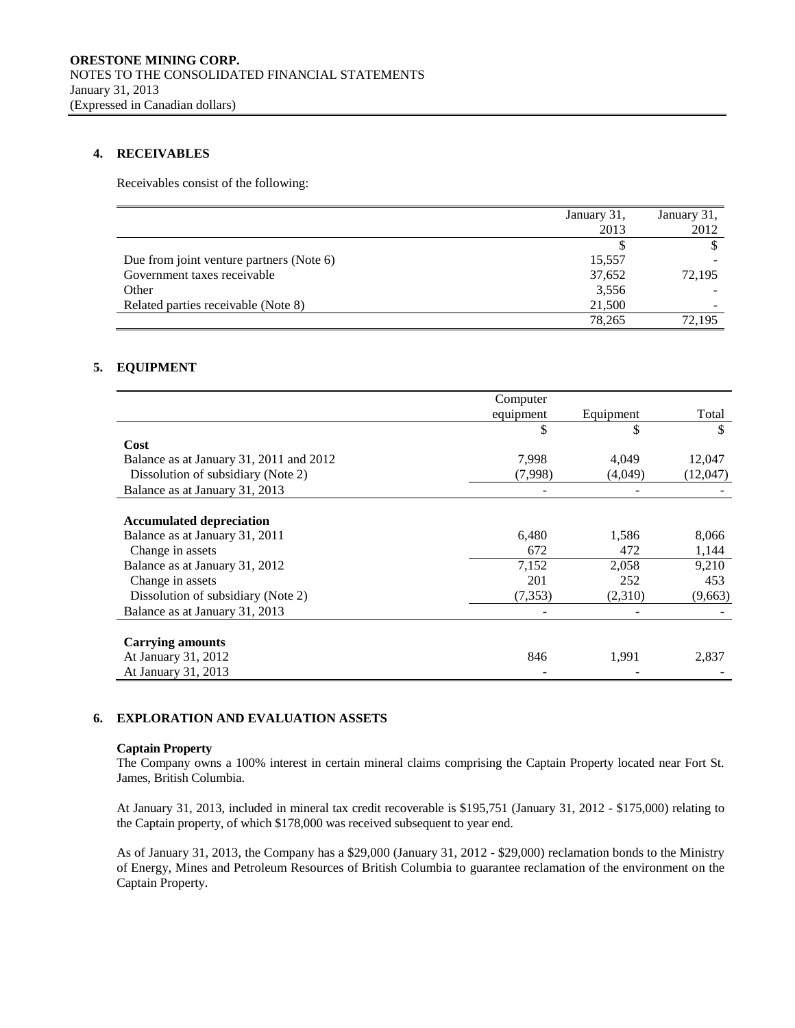## 4. RECEIVABLES

Receivables consist of the following:

| | January 31, 2013 | January 31, 2012 |
|---|---|---|
| | $ | $ |
| Due from joint venture partners (Note 6) | 15,557 | - |
| Government taxes receivable | 37,652 | 72,195 |
| Other | 3,556 | - |
| Related parties receivable (Note 8) | 21,500 | - |
| | 78,265 | 72,195 |

## 5. EQUIPMENT

| | Computer equipment | Equipment | Total |
|---|---|---|---|
| | $ | $ | $ |
| **Cost** | | | |
| Balance as at January 31, 2011 and 2012 | 7,998 | 4,049 | 12,047 |
| Dissolution of subsidiary (Note 2) | (7,998) | (4,049) | (12,047) |
| Balance as at January 31, 2013 | - | - | - |
| | | | |
| **Accumulated depreciation** | | | |
| Balance as at January 31, 2011 | 6,480 | 1,586 | 8,066 |
| Change in assets | 672 | 472 | 1,144 |
| Balance as at January 31, 2012 | 7,152 | 2,058 | 9,210 |
| Change in assets | 201 | 252 | 453 |
| Dissolution of subsidiary (Note 2) | (7,353) | (2,310) | (9,663) |
| Balance as at January 31, 2013 | - | - | - |
| | | | |
| **Carrying amounts** | | | |
| At January 31, 2012 | 846 | 1,991 | 2,837 |
| At January 31, 2013 | - | - | - |

## 6. EXPLORATION AND EVALUATION ASSETS

**Captain Property**

The Company owns a 100% interest in certain mineral claims comprising the Captain Property located near Fort St. James, British Columbia.

At January 31, 2013, included in mineral tax credit recoverable is $195,751 (January 31, 2012 - $175,000) relating to the Captain property, of which $178,000 was received subsequent to year end.

As of January 31, 2013, the Company has a $29,000 (January 31, 2012 - $29,000) reclamation bonds to the Ministry of Energy, Mines and Petroleum Resources of British Columbia to guarantee reclamation of the environment on the Captain Property.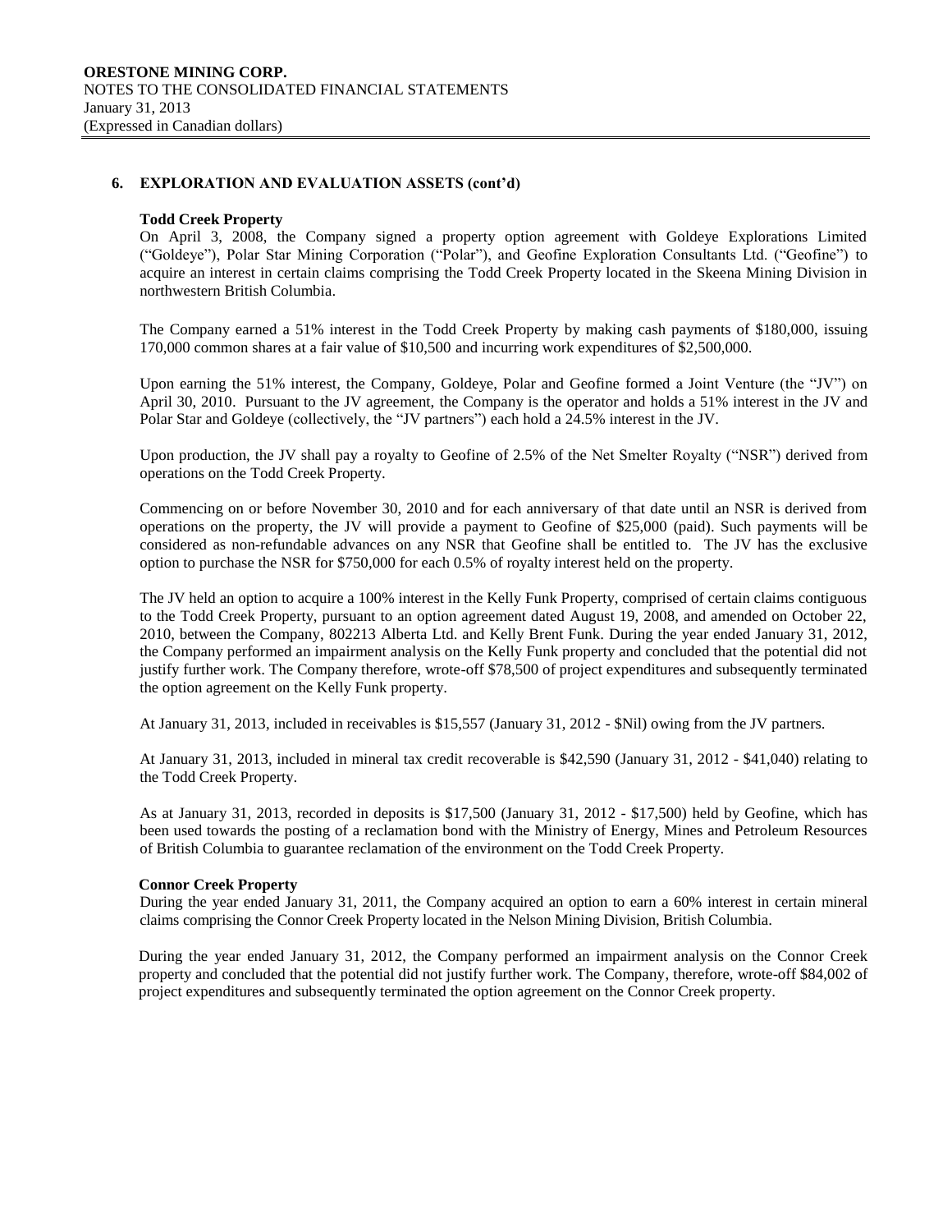## 6. EXPLORATION AND EVALUATION ASSETS (cont'd)

### Todd Creek Property

On April 3, 2008, the Company signed a property option agreement with Goldeye Explorations Limited ("Goldeye"), Polar Star Mining Corporation ("Polar"), and Geofine Exploration Consultants Ltd. ("Geofine") to acquire an interest in certain claims comprising the Todd Creek Property located in the Skeena Mining Division in northwestern British Columbia.

The Company earned a 51% interest in the Todd Creek Property by making cash payments of $180,000, issuing 170,000 common shares at a fair value of $10,500 and incurring work expenditures of $2,500,000.

Upon earning the 51% interest, the Company, Goldeye, Polar and Geofine formed a Joint Venture (the "JV") on April 30, 2010. Pursuant to the JV agreement, the Company is the operator and holds a 51% interest in the JV and Polar Star and Goldeye (collectively, the "JV partners") each hold a 24.5% interest in the JV.

Upon production, the JV shall pay a royalty to Geofine of 2.5% of the Net Smelter Royalty ("NSR") derived from operations on the Todd Creek Property.

Commencing on or before November 30, 2010 and for each anniversary of that date until an NSR is derived from operations on the property, the JV will provide a payment to Geofine of $25,000 (paid). Such payments will be considered as non-refundable advances on any NSR that Geofine shall be entitled to. The JV has the exclusive option to purchase the NSR for $750,000 for each 0.5% of royalty interest held on the property.

The JV held an option to acquire a 100% interest in the Kelly Funk Property, comprised of certain claims contiguous to the Todd Creek Property, pursuant to an option agreement dated August 19, 2008, and amended on October 22, 2010, between the Company, 802213 Alberta Ltd. and Kelly Brent Funk. During the year ended January 31, 2012, the Company performed an impairment analysis on the Kelly Funk property and concluded that the potential did not justify further work. The Company therefore, wrote-off $78,500 of project expenditures and subsequently terminated the option agreement on the Kelly Funk property.

At January 31, 2013, included in receivables is $15,557 (January 31, 2012 - $Nil) owing from the JV partners.

At January 31, 2013, included in mineral tax credit recoverable is $42,590 (January 31, 2012 - $41,040) relating to the Todd Creek Property.

As at January 31, 2013, recorded in deposits is $17,500 (January 31, 2012 - $17,500) held by Geofine, which has been used towards the posting of a reclamation bond with the Ministry of Energy, Mines and Petroleum Resources of British Columbia to guarantee reclamation of the environment on the Todd Creek Property.

### Connor Creek Property

During the year ended January 31, 2011, the Company acquired an option to earn a 60% interest in certain mineral claims comprising the Connor Creek Property located in the Nelson Mining Division, British Columbia.

During the year ended January 31, 2012, the Company performed an impairment analysis on the Connor Creek property and concluded that the potential did not justify further work. The Company, therefore, wrote-off $84,002 of project expenditures and subsequently terminated the option agreement on the Connor Creek property.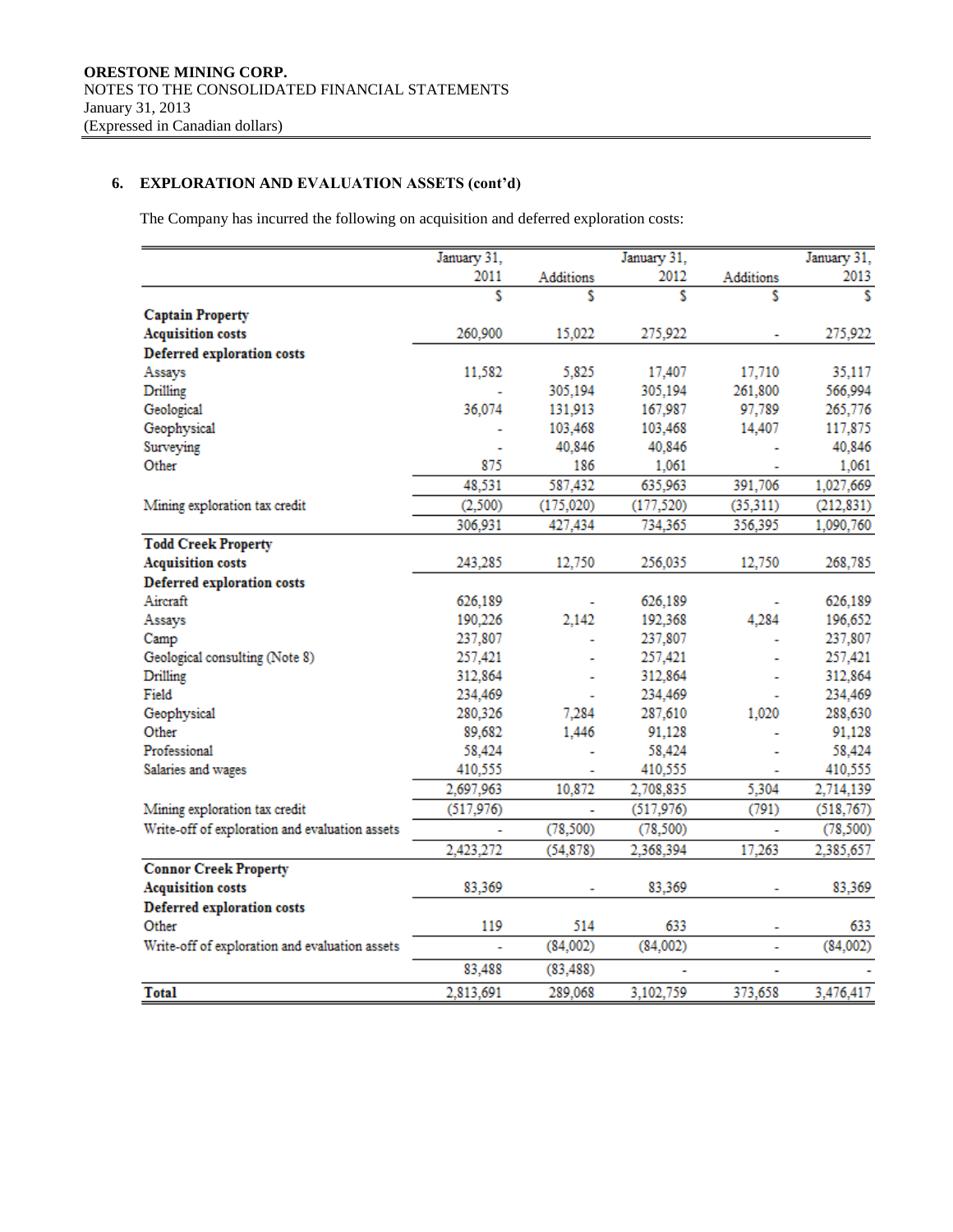**ORESTONE MINING CORP.**
NOTES TO THE CONSOLIDATED FINANCIAL STATEMENTS
January 31, 2013
(Expressed in Canadian dollars)

## 6. EXPLORATION AND EVALUATION ASSETS (cont'd)

The Company has incurred the following on acquisition and deferred exploration costs:

| | January 31, 2011 | Additions | January 31, 2012 | Additions | January 31, 2013 |
|---|---|---|---|---|---|
| | $ | $ | $ | $ | $ |
| **Captain Property** | | | | | |
| **Acquisition costs** | 260,900 | 15,022 | 275,922 | - | 275,922 |
| **Deferred exploration costs** | | | | | |
| Assays | 11,582 | 5,825 | 17,407 | 17,710 | 35,117 |
| Drilling | - | 305,194 | 305,194 | 261,800 | 566,994 |
| Geological | 36,074 | 131,913 | 167,987 | 97,789 | 265,776 |
| Geophysical | - | 103,468 | 103,468 | 14,407 | 117,875 |
| Surveying | - | 40,846 | 40,846 | - | 40,846 |
| Other | 875 | 186 | 1,061 | - | 1,061 |
| | 48,531 | 587,432 | 635,963 | 391,706 | 1,027,669 |
| Mining exploration tax credit | (2,500) | (175,020) | (177,520) | (35,311) | (212,831) |
| | 306,931 | 427,434 | 734,365 | 356,395 | 1,090,760 |
| **Todd Creek Property** | | | | | |
| **Acquisition costs** | 243,285 | 12,750 | 256,035 | 12,750 | 268,785 |
| **Deferred exploration costs** | | | | | |
| Aircraft | 626,189 | - | 626,189 | - | 626,189 |
| Assays | 190,226 | 2,142 | 192,368 | 4,284 | 196,652 |
| Camp | 237,807 | - | 237,807 | - | 237,807 |
| Geological consulting (Note 8) | 257,421 | - | 257,421 | - | 257,421 |
| Drilling | 312,864 | - | 312,864 | - | 312,864 |
| Field | 234,469 | - | 234,469 | - | 234,469 |
| Geophysical | 280,326 | 7,284 | 287,610 | 1,020 | 288,630 |
| Other | 89,682 | 1,446 | 91,128 | - | 91,128 |
| Professional | 58,424 | - | 58,424 | - | 58,424 |
| Salaries and wages | 410,555 | - | 410,555 | - | 410,555 |
| | 2,697,963 | 10,872 | 2,708,835 | 5,304 | 2,714,139 |
| Mining exploration tax credit | (517,976) | - | (517,976) | (791) | (518,767) |
| Write-off of exploration and evaluation assets | - | (78,500) | (78,500) | - | (78,500) |
| | 2,423,272 | (54,878) | 2,368,394 | 17,263 | 2,385,657 |
| **Connor Creek Property** | | | | | |
| **Acquisition costs** | 83,369 | - | 83,369 | - | 83,369 |
| **Deferred exploration costs** | | | | | |
| Other | 119 | 514 | 633 | - | 633 |
| Write-off of exploration and evaluation assets | - | (84,002) | (84,002) | - | (84,002) |
| | 83,488 | (83,488) | - | - | - |
| **Total** | 2,813,691 | 289,068 | 3,102,759 | 373,658 | 3,476,417 |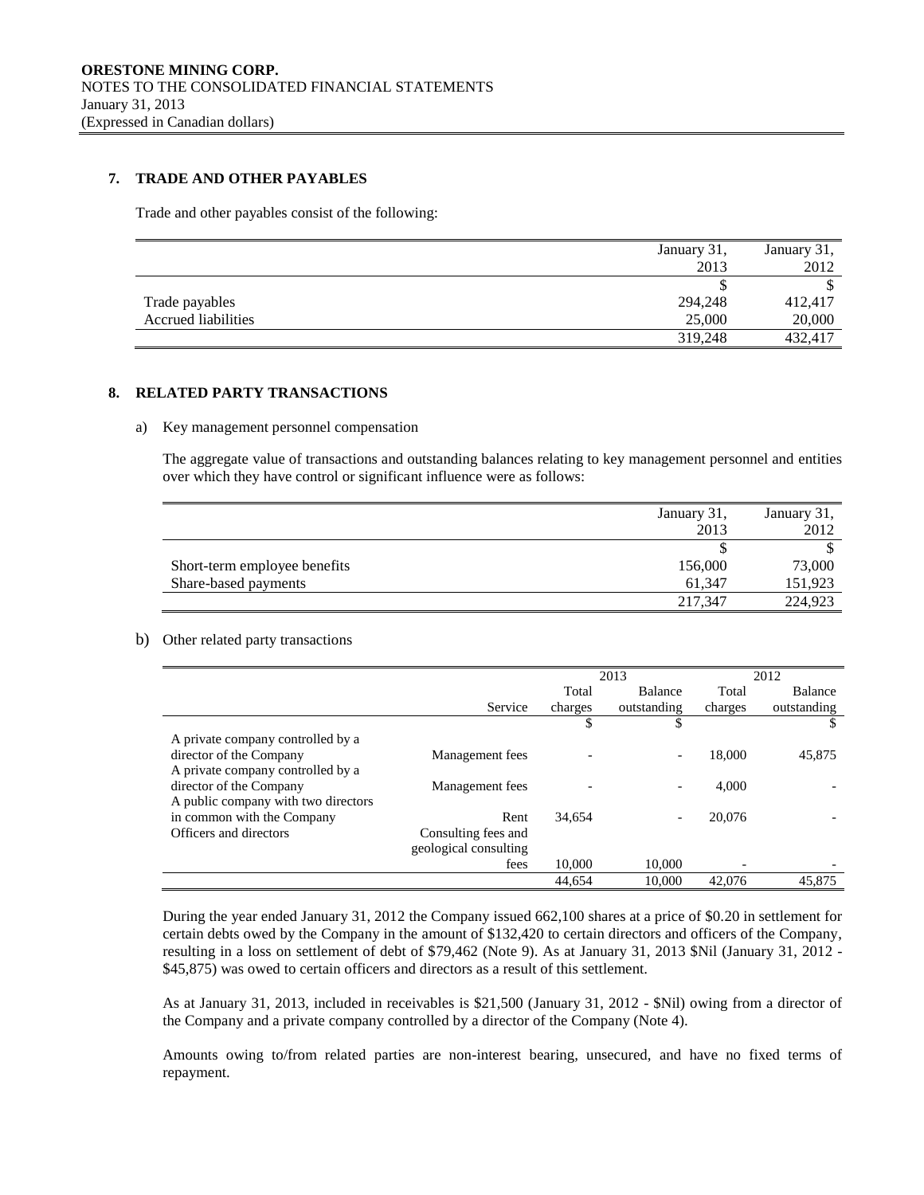**ORESTONE MINING CORP.**
NOTES TO THE CONSOLIDATED FINANCIAL STATEMENTS
January 31, 2013
(Expressed in Canadian dollars)

## 7. TRADE AND OTHER PAYABLES

Trade and other payables consist of the following:

| | January 31, 2013 | January 31, 2012 |
|---|---|---|
| | $ | $ |
| Trade payables | 294,248 | 412,417 |
| Accrued liabilities | 25,000 | 20,000 |
| | 319,248 | 432,417 |

## 8. RELATED PARTY TRANSACTIONS

a) Key management personnel compensation

The aggregate value of transactions and outstanding balances relating to key management personnel and entities over which they have control or significant influence were as follows:

| | January 31, 2013 | January 31, 2012 |
|---|---|---|
| | $ | $ |
| Short-term employee benefits | 156,000 | 73,000 |
| Share-based payments | 61,347 | 151,923 |
| | 217,347 | 224,923 |

b) Other related party transactions

| | | 2013 | | 2012 | |
|---|---|---|---|---|---|
| | Service | Total charges | Balance outstanding | Total charges | Balance outstanding |
| | | $ | $ | | $ |
| A private company controlled by a director of the Company | Management fees | - | - | 18,000 | 45,875 |
| A private company controlled by a director of the Company | Management fees | - | - | 4,000 | - |
| A public company with two directors in common with the Company | Rent | 34,654 | - | 20,076 | - |
| Officers and directors | Consulting fees and geological consulting fees | 10,000 | 10,000 | - | - |
| | | 44,654 | 10,000 | 42,076 | 45,875 |

During the year ended January 31, 2012 the Company issued 662,100 shares at a price of $0.20 in settlement for certain debts owed by the Company in the amount of $132,420 to certain directors and officers of the Company, resulting in a loss on settlement of debt of $79,462 (Note 9). As at January 31, 2013 $Nil (January 31, 2012 - $45,875) was owed to certain officers and directors as a result of this settlement.

As at January 31, 2013, included in receivables is $21,500 (January 31, 2012 - $Nil) owing from a director of the Company and a private company controlled by a director of the Company (Note 4).

Amounts owing to/from related parties are non-interest bearing, unsecured, and have no fixed terms of repayment.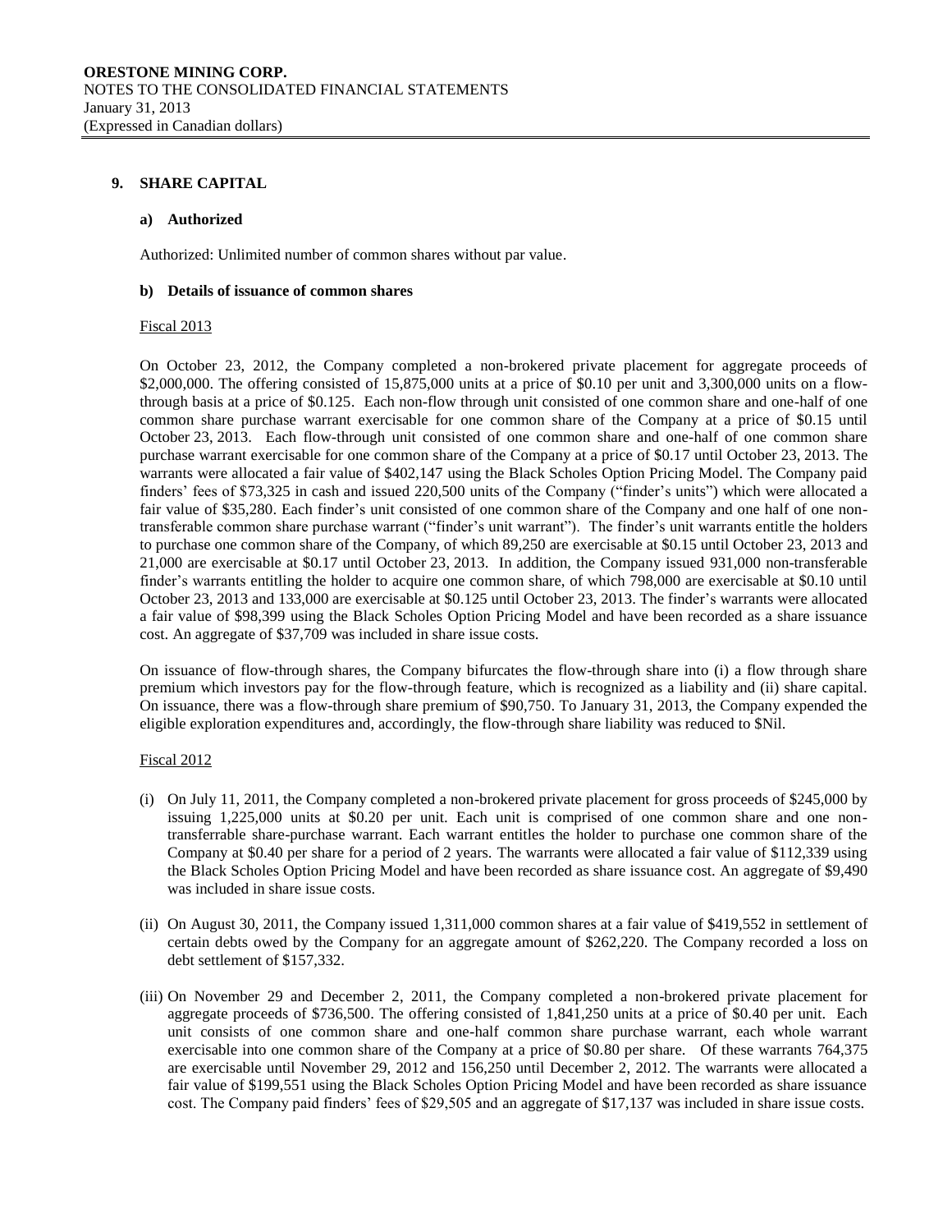## 9. SHARE CAPITAL

### a) Authorized

Authorized: Unlimited number of common shares without par value.

### b) Details of issuance of common shares

Fiscal 2013

On October 23, 2012, the Company completed a non-brokered private placement for aggregate proceeds of $2,000,000. The offering consisted of 15,875,000 units at a price of $0.10 per unit and 3,300,000 units on a flow-through basis at a price of $0.125. Each non-flow through unit consisted of one common share and one-half of one common share purchase warrant exercisable for one common share of the Company at a price of $0.15 until October 23, 2013. Each flow-through unit consisted of one common share and one-half of one common share purchase warrant exercisable for one common share of the Company at a price of $0.17 until October 23, 2013. The warrants were allocated a fair value of $402,147 using the Black Scholes Option Pricing Model. The Company paid finders' fees of $73,325 in cash and issued 220,500 units of the Company ("finder's units") which were allocated a fair value of $35,280. Each finder's unit consisted of one common share of the Company and one half of one non-transferable common share purchase warrant ("finder's unit warrant"). The finder's unit warrants entitle the holders to purchase one common share of the Company, of which 89,250 are exercisable at $0.15 until October 23, 2013 and 21,000 are exercisable at $0.17 until October 23, 2013. In addition, the Company issued 931,000 non-transferable finder's warrants entitling the holder to acquire one common share, of which 798,000 are exercisable at $0.10 until October 23, 2013 and 133,000 are exercisable at $0.125 until October 23, 2013. The finder's warrants were allocated a fair value of $98,399 using the Black Scholes Option Pricing Model and have been recorded as a share issuance cost. An aggregate of $37,709 was included in share issue costs.

On issuance of flow-through shares, the Company bifurcates the flow-through share into (i) a flow through share premium which investors pay for the flow-through feature, which is recognized as a liability and (ii) share capital. On issuance, there was a flow-through share premium of $90,750. To January 31, 2013, the Company expended the eligible exploration expenditures and, accordingly, the flow-through share liability was reduced to $Nil.

Fiscal 2012

(i) On July 11, 2011, the Company completed a non-brokered private placement for gross proceeds of $245,000 by issuing 1,225,000 units at $0.20 per unit. Each unit is comprised of one common share and one non-transferrable share-purchase warrant. Each warrant entitles the holder to purchase one common share of the Company at $0.40 per share for a period of 2 years. The warrants were allocated a fair value of $112,339 using the Black Scholes Option Pricing Model and have been recorded as share issuance cost. An aggregate of $9,490 was included in share issue costs.

(ii) On August 30, 2011, the Company issued 1,311,000 common shares at a fair value of $419,552 in settlement of certain debts owed by the Company for an aggregate amount of $262,220. The Company recorded a loss on debt settlement of $157,332.

(iii) On November 29 and December 2, 2011, the Company completed a non-brokered private placement for aggregate proceeds of $736,500. The offering consisted of 1,841,250 units at a price of $0.40 per unit. Each unit consists of one common share and one-half common share purchase warrant, each whole warrant exercisable into one common share of the Company at a price of $0.80 per share. Of these warrants 764,375 are exercisable until November 29, 2012 and 156,250 until December 2, 2012. The warrants were allocated a fair value of $199,551 using the Black Scholes Option Pricing Model and have been recorded as share issuance cost. The Company paid finders' fees of $29,505 and an aggregate of $17,137 was included in share issue costs.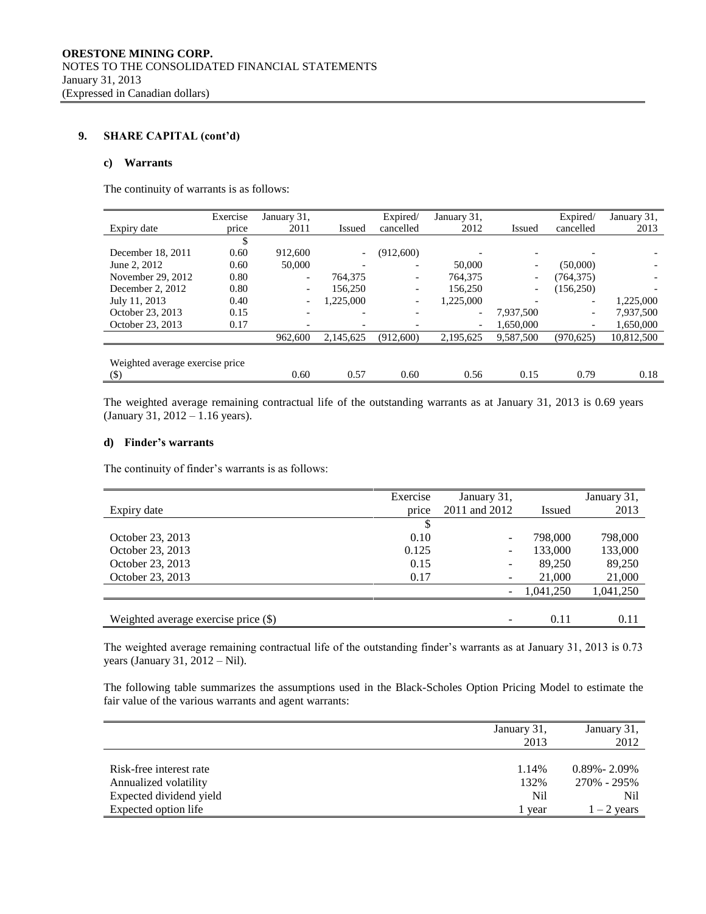## 9. SHARE CAPITAL (cont'd)

### c) Warrants

The continuity of warrants is as follows:

| Expiry date | Exercise price | January 31, 2011 | Issued | Expired/ cancelled | January 31, 2012 | Issued | Expired/ cancelled | January 31, 2013 |
|---|---|---|---|---|---|---|---|---|
| | $ | | | | | | | |
| December 18, 2011 | 0.60 | 912,600 | - | (912,600) | - | - | - | - |
| June 2, 2012 | 0.60 | 50,000 | - | - | 50,000 | - | (50,000) | - |
| November 29, 2012 | 0.80 | - | 764,375 | - | 764,375 | - | (764,375) | - |
| December 2, 2012 | 0.80 | - | 156,250 | - | 156,250 | - | (156,250) | - |
| July 11, 2013 | 0.40 | - | 1,225,000 | - | 1,225,000 | - | - | 1,225,000 |
| October 23, 2013 | 0.15 | - | - | - | - | 7,937,500 | - | 7,937,500 |
| October 23, 2013 | 0.17 | - | - | - | - | 1,650,000 | - | 1,650,000 |
| | | 962,600 | 2,145,625 | (912,600) | 2,195,625 | 9,587,500 | (970,625) | 10,812,500 |
| Weighted average exercise price ($) | | 0.60 | 0.57 | 0.60 | 0.56 | 0.15 | 0.79 | 0.18 |

The weighted average remaining contractual life of the outstanding warrants as at January 31, 2013 is 0.69 years (January 31, 2012 – 1.16 years).

### d) Finder's warrants

The continuity of finder's warrants is as follows:

| Expiry date | Exercise price | January 31, 2011 and 2012 | Issued | January 31, 2013 |
|---|---|---|---|---|
| | $ | | | |
| October 23, 2013 | 0.10 | - | 798,000 | 798,000 |
| October 23, 2013 | 0.125 | - | 133,000 | 133,000 |
| October 23, 2013 | 0.15 | - | 89,250 | 89,250 |
| October 23, 2013 | 0.17 | - | 21,000 | 21,000 |
| | | - | 1,041,250 | 1,041,250 |
| Weighted average exercise price ($) | | - | 0.11 | 0.11 |

The weighted average remaining contractual life of the outstanding finder's warrants as at January 31, 2013 is 0.73 years (January 31, 2012 – Nil).

The following table summarizes the assumptions used in the Black-Scholes Option Pricing Model to estimate the fair value of the various warrants and agent warrants:

| | January 31, 2013 | January 31, 2012 |
|---|---|---|
| Risk-free interest rate | 1.14% | 0.89%- 2.09% |
| Annualized volatility | 132% | 270% - 295% |
| Expected dividend yield | Nil | Nil |
| Expected option life | 1 year | 1 – 2 years |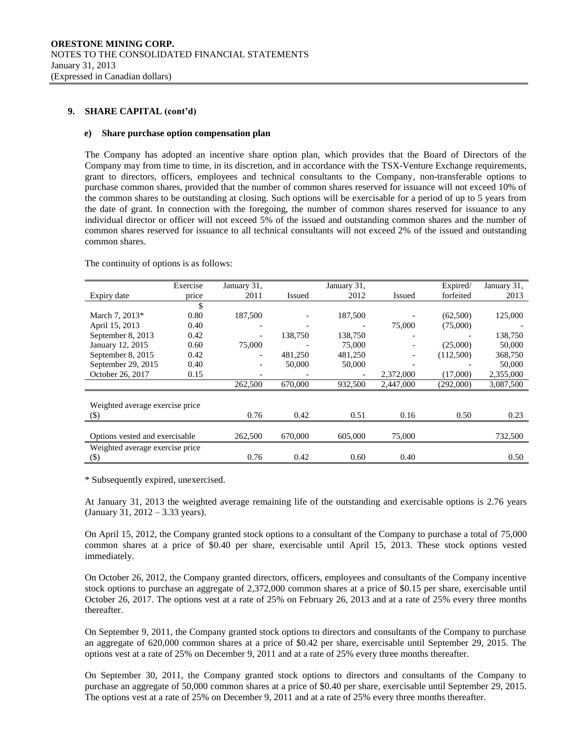**ORESTONE MINING CORP.**
NOTES TO THE CONSOLIDATED FINANCIAL STATEMENTS
January 31, 2013
(Expressed in Canadian dollars)

### 9. SHARE CAPITAL (cont'd)

#### e) Share purchase option compensation plan

The Company has adopted an incentive share option plan, which provides that the Board of Directors of the Company may from time to time, in its discretion, and in accordance with the TSX-Venture Exchange requirements, grant to directors, officers, employees and technical consultants to the Company, non-transferable options to purchase common shares, provided that the number of common shares reserved for issuance will not exceed 10% of the common shares to be outstanding at closing. Such options will be exercisable for a period of up to 5 years from the date of grant. In connection with the foregoing, the number of common shares reserved for issuance to any individual director or officer will not exceed 5% of the issued and outstanding common shares and the number of common shares reserved for issuance to all technical consultants will not exceed 2% of the issued and outstanding common shares.

The continuity of options is as follows:

| Expiry date | Exercise price | January 31, 2011 | Issued | January 31, 2012 | Issued | Expired/ forfeited | January 31, 2013 |
|---|---|---|---|---|---|---|---|
| | $ | | | | | | |
| March 7, 2013* | 0.80 | 187,500 | - | 187,500 | - | (62,500) | 125,000 |
| April 15, 2013 | 0.40 | - | - | - | 75,000 | (75,000) | - |
| September 8, 2013 | 0.42 | - | 138,750 | 138,750 | - | - | 138,750 |
| January 12, 2015 | 0.60 | 75,000 | - | 75,000 | - | (25,000) | 50,000 |
| September 8, 2015 | 0.42 | - | 481,250 | 481,250 | - | (112,500) | 368,750 |
| September 29, 2015 | 0.40 | - | 50,000 | 50,000 | - | - | 50,000 |
| October 26, 2017 | 0.15 | - | - | - | 2,372,000 | (17,000) | 2,355,000 |
| | | 262,500 | 670,000 | 932,500 | 2,447,000 | (292,000) | 3,087,500 |
| Weighted average exercise price ($) | | 0.76 | 0.42 | 0.51 | 0.16 | 0.50 | 0.23 |
| Options vested and exercisable | | 262,500 | 670,000 | 605,000 | 75,000 | | 732,500 |
| Weighted average exercise price ($) | | 0.76 | 0.42 | 0.60 | 0.40 | | 0.50 |

\* Subsequently expired, unexercised.

At January 31, 2013 the weighted average remaining life of the outstanding and exercisable options is 2.76 years (January 31, 2012 – 3.33 years).

On April 15, 2012, the Company granted stock options to a consultant of the Company to purchase a total of 75,000 common shares at a price of $0.40 per share, exercisable until April 15, 2013. These stock options vested immediately.

On October 26, 2012, the Company granted directors, officers, employees and consultants of the Company incentive stock options to purchase an aggregate of 2,372,000 common shares at a price of $0.15 per share, exercisable until October 26, 2017. The options vest at a rate of 25% on February 26, 2013 and at a rate of 25% every three months thereafter.

On September 9, 2011, the Company granted stock options to directors and consultants of the Company to purchase an aggregate of 620,000 common shares at a price of $0.42 per share, exercisable until September 29, 2015. The options vest at a rate of 25% on December 9, 2011 and at a rate of 25% every three months thereafter.

On September 30, 2011, the Company granted stock options to directors and consultants of the Company to purchase an aggregate of 50,000 common shares at a price of $0.40 per share, exercisable until September 29, 2015. The options vest at a rate of 25% on December 9, 2011 and at a rate of 25% every three months thereafter.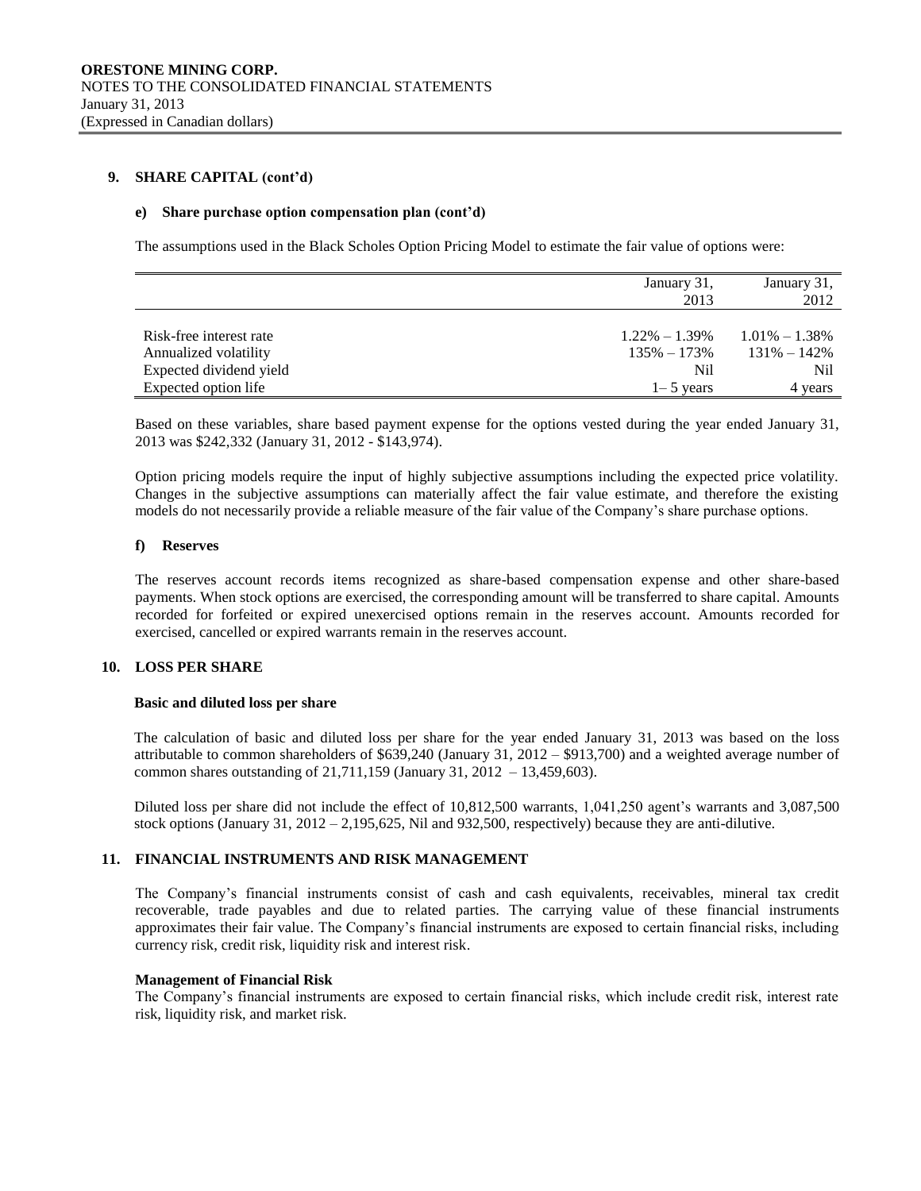## 9. SHARE CAPITAL (cont'd)

### e) Share purchase option compensation plan (cont'd)

The assumptions used in the Black Scholes Option Pricing Model to estimate the fair value of options were:

| | January 31, 2013 | January 31, 2012 |
|---|---|---|
| Risk-free interest rate | 1.22% – 1.39% | 1.01% – 1.38% |
| Annualized volatility | 135% – 173% | 131% – 142% |
| Expected dividend yield | Nil | Nil |
| Expected option life | 1– 5 years | 4 years |

Based on these variables, share based payment expense for the options vested during the year ended January 31, 2013 was $242,332 (January 31, 2012 - $143,974).

Option pricing models require the input of highly subjective assumptions including the expected price volatility. Changes in the subjective assumptions can materially affect the fair value estimate, and therefore the existing models do not necessarily provide a reliable measure of the fair value of the Company's share purchase options.

### f) Reserves

The reserves account records items recognized as share-based compensation expense and other share-based payments. When stock options are exercised, the corresponding amount will be transferred to share capital. Amounts recorded for forfeited or expired unexercised options remain in the reserves account. Amounts recorded for exercised, cancelled or expired warrants remain in the reserves account.

## 10. LOSS PER SHARE

**Basic and diluted loss per share**

The calculation of basic and diluted loss per share for the year ended January 31, 2013 was based on the loss attributable to common shareholders of $639,240 (January 31, 2012 – $913,700) and a weighted average number of common shares outstanding of 21,711,159 (January 31, 2012 – 13,459,603).

Diluted loss per share did not include the effect of 10,812,500 warrants, 1,041,250 agent's warrants and 3,087,500 stock options (January 31, 2012 – 2,195,625, Nil and 932,500, respectively) because they are anti-dilutive.

## 11. FINANCIAL INSTRUMENTS AND RISK MANAGEMENT

The Company's financial instruments consist of cash and cash equivalents, receivables, mineral tax credit recoverable, trade payables and due to related parties. The carrying value of these financial instruments approximates their fair value. The Company's financial instruments are exposed to certain financial risks, including currency risk, credit risk, liquidity risk and interest risk.

**Management of Financial Risk**

The Company's financial instruments are exposed to certain financial risks, which include credit risk, interest rate risk, liquidity risk, and market risk.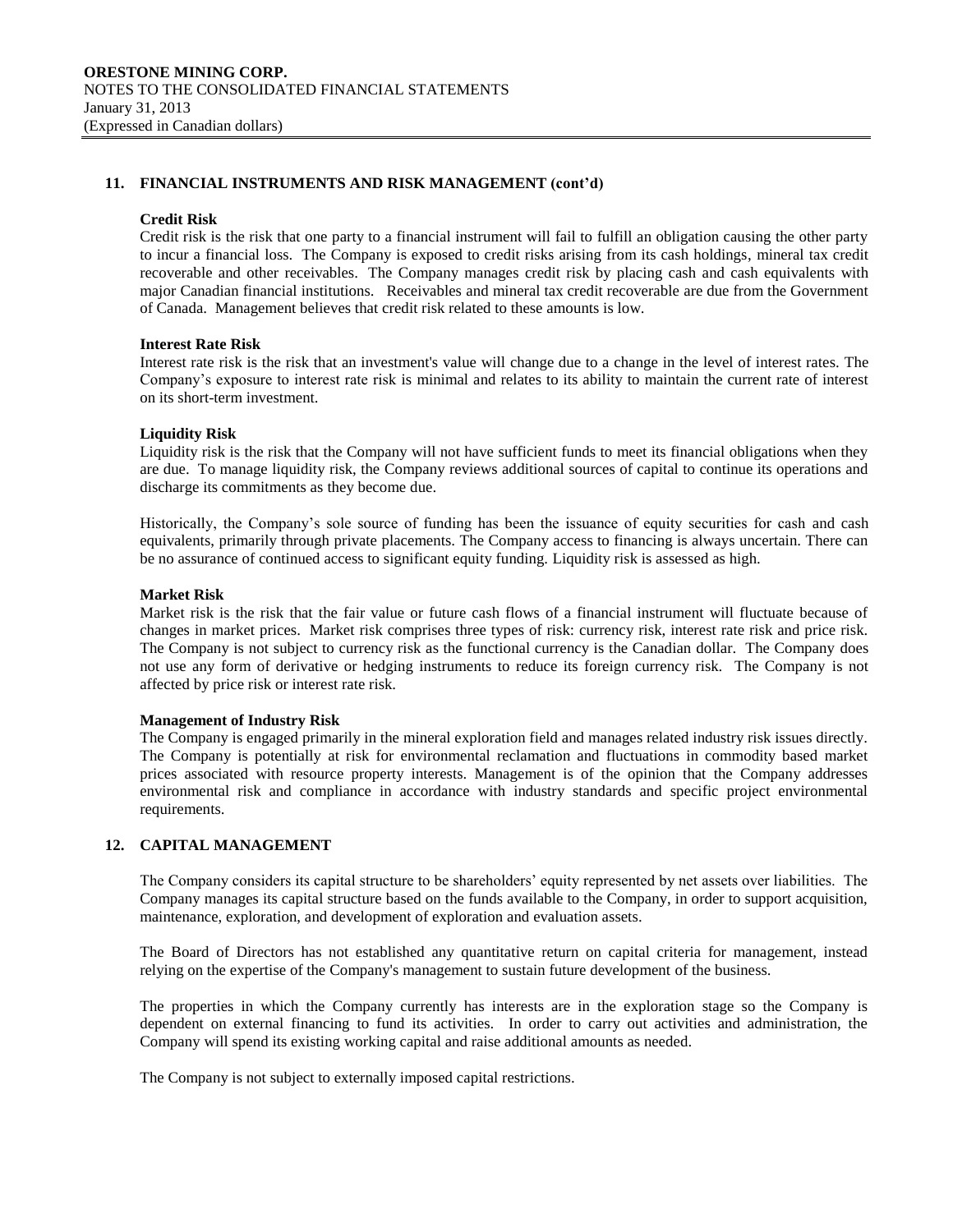## 11. FINANCIAL INSTRUMENTS AND RISK MANAGEMENT (cont'd)

### Credit Risk

Credit risk is the risk that one party to a financial instrument will fail to fulfill an obligation causing the other party to incur a financial loss. The Company is exposed to credit risks arising from its cash holdings, mineral tax credit recoverable and other receivables. The Company manages credit risk by placing cash and cash equivalents with major Canadian financial institutions. Receivables and mineral tax credit recoverable are due from the Government of Canada. Management believes that credit risk related to these amounts is low.

### Interest Rate Risk

Interest rate risk is the risk that an investment's value will change due to a change in the level of interest rates. The Company's exposure to interest rate risk is minimal and relates to its ability to maintain the current rate of interest on its short-term investment.

### Liquidity Risk

Liquidity risk is the risk that the Company will not have sufficient funds to meet its financial obligations when they are due. To manage liquidity risk, the Company reviews additional sources of capital to continue its operations and discharge its commitments as they become due.

Historically, the Company's sole source of funding has been the issuance of equity securities for cash and cash equivalents, primarily through private placements. The Company access to financing is always uncertain. There can be no assurance of continued access to significant equity funding. Liquidity risk is assessed as high.

### Market Risk

Market risk is the risk that the fair value or future cash flows of a financial instrument will fluctuate because of changes in market prices. Market risk comprises three types of risk: currency risk, interest rate risk and price risk. The Company is not subject to currency risk as the functional currency is the Canadian dollar. The Company does not use any form of derivative or hedging instruments to reduce its foreign currency risk. The Company is not affected by price risk or interest rate risk.

### Management of Industry Risk

The Company is engaged primarily in the mineral exploration field and manages related industry risk issues directly. The Company is potentially at risk for environmental reclamation and fluctuations in commodity based market prices associated with resource property interests. Management is of the opinion that the Company addresses environmental risk and compliance in accordance with industry standards and specific project environmental requirements.

## 12. CAPITAL MANAGEMENT

The Company considers its capital structure to be shareholders' equity represented by net assets over liabilities. The Company manages its capital structure based on the funds available to the Company, in order to support acquisition, maintenance, exploration, and development of exploration and evaluation assets.

The Board of Directors has not established any quantitative return on capital criteria for management, instead relying on the expertise of the Company's management to sustain future development of the business.

The properties in which the Company currently has interests are in the exploration stage so the Company is dependent on external financing to fund its activities. In order to carry out activities and administration, the Company will spend its existing working capital and raise additional amounts as needed.

The Company is not subject to externally imposed capital restrictions.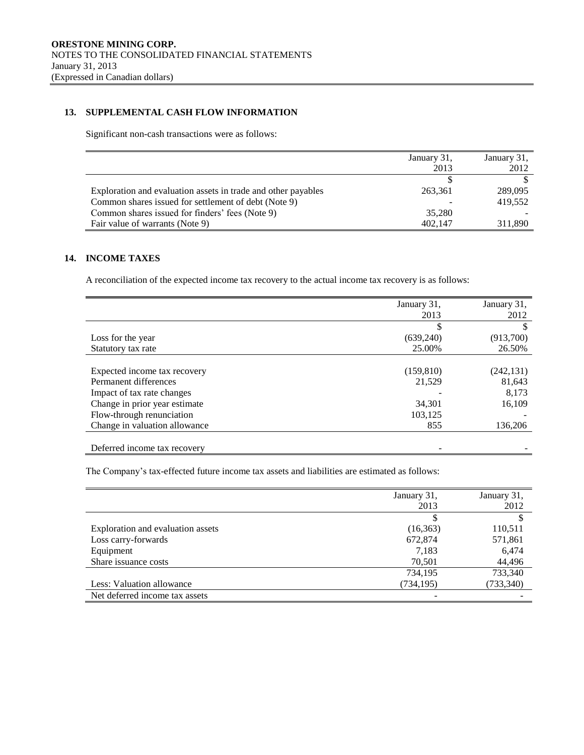## 13. SUPPLEMENTAL CASH FLOW INFORMATION

Significant non-cash transactions were as follows:

| | January 31, 2013 | January 31, 2012 |
|---|---|---|
| | $ | $ |
| Exploration and evaluation assets in trade and other payables | 263,361 | 289,095 |
| Common shares issued for settlement of debt (Note 9) | - | 419,552 |
| Common shares issued for finders' fees (Note 9) | 35,280 | - |
| Fair value of warrants (Note 9) | 402,147 | 311,890 |

## 14. INCOME TAXES

A reconciliation of the expected income tax recovery to the actual income tax recovery is as follows:

| | January 31, 2013 | January 31, 2012 |
|---|---|---|
| | $ | $ |
| Loss for the year | (639,240) | (913,700) |
| Statutory tax rate | 25.00% | 26.50% |
| Expected income tax recovery | (159,810) | (242,131) |
| Permanent differences | 21,529 | 81,643 |
| Impact of tax rate changes | - | 8,173 |
| Change in prior year estimate | 34,301 | 16,109 |
| Flow-through renunciation | 103,125 | - |
| Change in valuation allowance | 855 | 136,206 |
| Deferred income tax recovery | - | - |

The Company's tax-effected future income tax assets and liabilities are estimated as follows:

| | January 31, 2013 | January 31, 2012 |
|---|---|---|
| | $ | $ |
| Exploration and evaluation assets | (16,363) | 110,511 |
| Loss carry-forwards | 672,874 | 571,861 |
| Equipment | 7,183 | 6,474 |
| Share issuance costs | 70,501 | 44,496 |
| | 734,195 | 733,340 |
| Less: Valuation allowance | (734,195) | (733,340) |
| Net deferred income tax assets | - | - |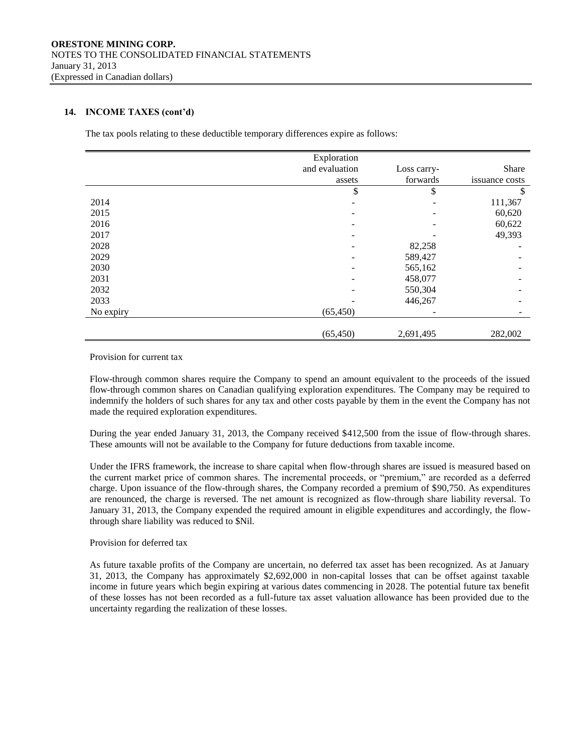## 14. INCOME TAXES (cont'd)

The tax pools relating to these deductible temporary differences expire as follows:

| | Exploration and evaluation assets | Loss carry-forwards | Share issuance costs |
|---|---|---|---|
| | $ | $ | $ |
| 2014 | - | - | 111,367 |
| 2015 | - | - | 60,620 |
| 2016 | - | - | 60,622 |
| 2017 | - | - | 49,393 |
| 2028 | - | 82,258 | - |
| 2029 | - | 589,427 | - |
| 2030 | - | 565,162 | - |
| 2031 | - | 458,077 | - |
| 2032 | - | 550,304 | - |
| 2033 | - | 446,267 | - |
| No expiry | (65,450) | - | - |
| | (65,450) | 2,691,495 | 282,002 |

Provision for current tax

Flow-through common shares require the Company to spend an amount equivalent to the proceeds of the issued flow-through common shares on Canadian qualifying exploration expenditures. The Company may be required to indemnify the holders of such shares for any tax and other costs payable by them in the event the Company has not made the required exploration expenditures.

During the year ended January 31, 2013, the Company received $412,500 from the issue of flow-through shares. These amounts will not be available to the Company for future deductions from taxable income.

Under the IFRS framework, the increase to share capital when flow-through shares are issued is measured based on the current market price of common shares. The incremental proceeds, or "premium," are recorded as a deferred charge. Upon issuance of the flow-through shares, the Company recorded a premium of $90,750. As expenditures are renounced, the charge is reversed. The net amount is recognized as flow-through share liability reversal. To January 31, 2013, the Company expended the required amount in eligible expenditures and accordingly, the flow-through share liability was reduced to $Nil.

Provision for deferred tax

As future taxable profits of the Company are uncertain, no deferred tax asset has been recognized. As at January 31, 2013, the Company has approximately $2,692,000 in non-capital losses that can be offset against taxable income in future years which begin expiring at various dates commencing in 2028. The potential future tax benefit of these losses has not been recorded as a full-future tax asset valuation allowance has been provided due to the uncertainty regarding the realization of these losses.